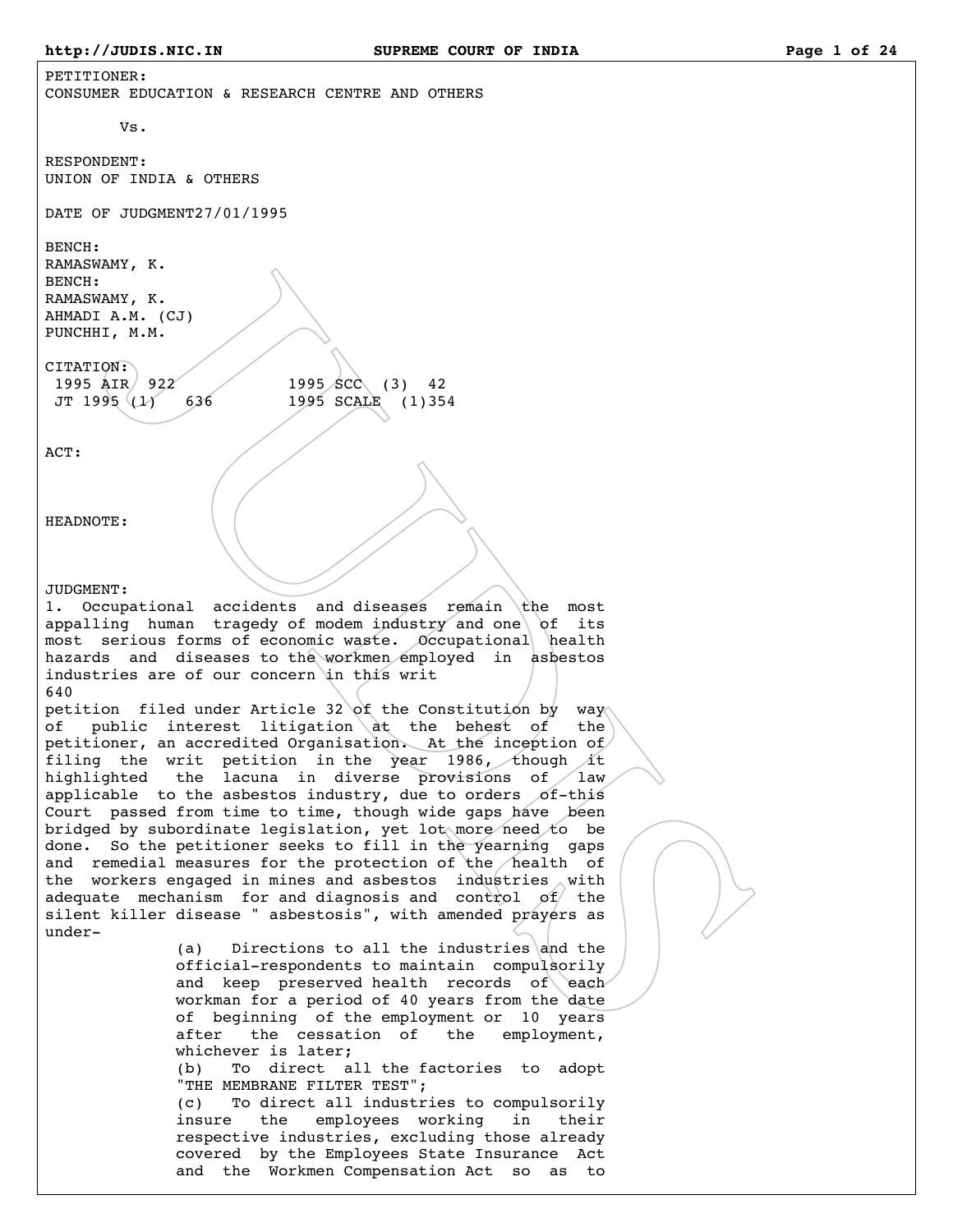PETITIONER:
CONSUMER EDUCATION & RESEARCH CENTRE AND OTHERS

Vs.

RESPONDENT:
UNION OF INDIA & OTHERS

DATE OF JUDGMENT27/01/1995

BENCH:
RAMASWAMY, K.
BENCH:
RAMASWAMY, K.
AHMADI A.M. (CJ)
PUNCHHI, M.M.

CITATION:
1995 AIR 922 1995 SCC (3) 42
JT 1995 (1) 636 1995 SCALE (1)354

ACT:

HEADNOTE:

JUDGMENT:

1. Occupational accidents and diseases remain the most appalling human tragedy of modem industry and one of its most serious forms of economic waste. Occupational health hazards and diseases to the workmen employed in asbestos industries are of our concern in this writ
640
petition filed under Article 32 of the Constitution by way of public interest litigation at the behest of the petitioner, an accredited Organisation. At the inception of filing the writ petition in the year 1986, though it highlighted the lacuna in diverse provisions of law applicable to the asbestos industry, due to orders of-this Court passed from time to time, though wide gaps have been bridged by subordinate legislation, yet lot more need to be done. So the petitioner seeks to fill in the yearning gaps and remedial measures for the protection of the health of the workers engaged in mines and asbestos industries with adequate mechanism for and diagnosis and control of the silent killer disease " asbestosis", with amended prayers as under-

(a) Directions to all the industries and the official-respondents to maintain compulsorily and keep preserved health records of each workman for a period of 40 years from the date of beginning of the employment or 10 years after the cessation of the employment, whichever is later;

(b) To direct all the factories to adopt "THE MEMBRANE FILTER TEST";

(c) To direct all industries to compulsorily insure the employees working in their respective industries, excluding those already covered by the Employees State Insurance Act and the Workmen Compensation Act so as to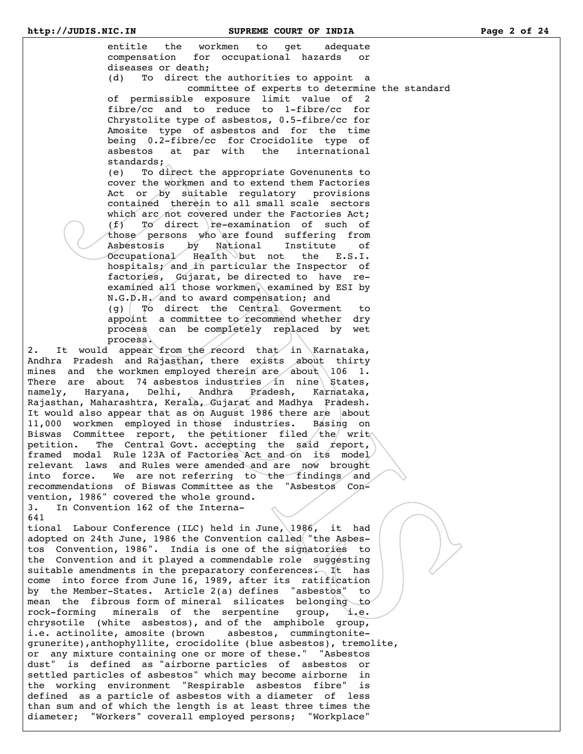entitle the workmen to get adequate compensation for occupational hazards or diseases or death;

(d) To direct the authorities to appoint a committee of experts to determine the standard of permissible exposure limit value of 2 fibre/cc and to reduce to 1-fibre/cc for Chrystolite type of asbestos, 0.5-fibre/cc for Amosite type of asbestos and for the time being 0.2-fibre/cc for Crocidolite type of asbestos at par with the international standards;

(e) To direct the appropriate Govenunents to cover the workmen and to extend them Factories Act or by suitable regulatory provisions contained therein to all small scale sectors which arc not covered under the Factories Act;

(f) To direct re-examination of such of those persons who are found suffering from Asbestosis by National Institute of Occupational Health but not the E.S.I. hospitals; and in particular the Inspector of factories, Gujarat, be directed to have re-examined all those workmen, examined by ESI by N.G.D.H. and to award compensation; and

(g) To direct the Central Goverment to appoint a committee to recommend whether dry process can be completely replaced by wet process.

2. It would appear from the record that in Karnataka, Andhra Pradesh and Rajasthan, there exists about thirty mines and the workmen employed therein are about 106 1. There are about 74 asbestos industries in nine States, namely, Haryana, Delhi, Andhra Pradesh, Karnataka, Rajasthan, Maharashtra, Kerala, Gujarat and Madhya Pradesh. It would also appear that as on August 1986 there are about 11,000 workmen employed in those industries. Basing on Biswas Committee report, the petitioner filed the writ petition. The Central Govt. accepting the said report, framed modal Rule 123A of Factories Act and on its model relevant laws and Rules were amended and are now brought into force. We are not referring to the findings and recommendations of Biswas Committee as the "Asbestos Convention, 1986" covered the whole ground.

3. In Convention 162 of the Interna-
641
tional Labour Conference (ILC) held in June, 1986, it had adopted on 24th June, 1986 the Convention called "the Asbestos Convention, 1986". India is one of the signatories to the Convention and it played a commendable role suggesting suitable amendments in the preparatory conferences. It has come into force from June 16, 1989, after its ratification by the Member-States. Article 2(a) defines "asbestos" to mean the fibrous form of mineral silicates belonging to rock-forming minerals of the serpentine group, i.e. chrysotile (white asbestos), and of the amphibole group, i.e. actinolite, amosite (brown asbestos, cummingtonite-grunerite),anthophyllite, crocidolite (blue asbestos), tremolite, or any mixture containing one or more of these." "Asbestos dust" is defined as "airborne particles of asbestos or settled particles of asbestos" which may become airborne in the working environment "Respirable asbestos fibre" is defined as a particle of asbestos with a diameter of less than sum and of which the length is at least three times the diameter; "Workers" coverall employed persons; "Workplace"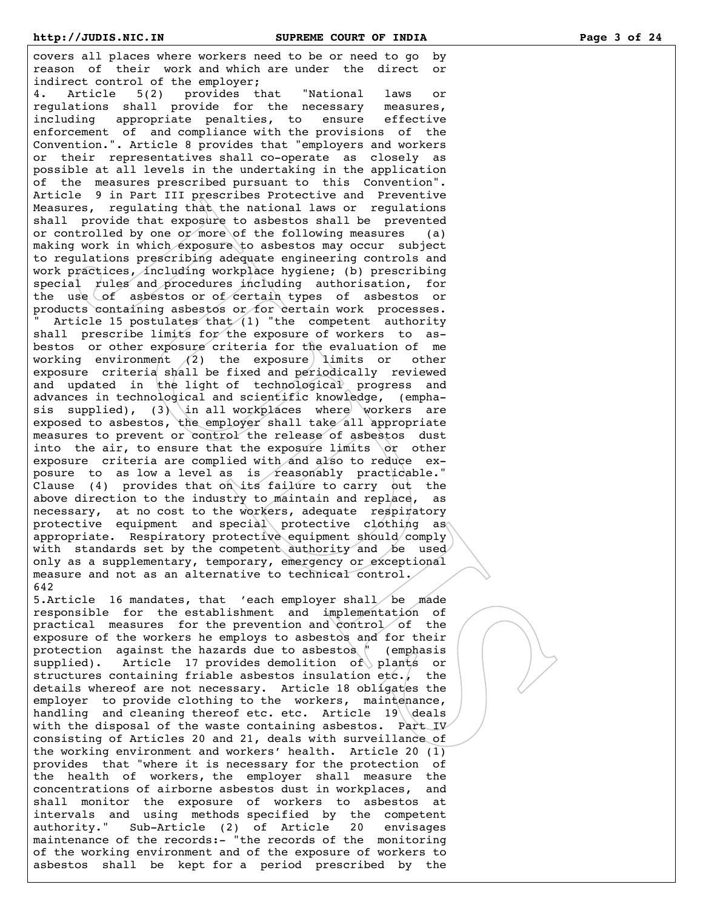covers all places where workers need to be or need to go by reason of their work and which are under the direct or indirect control of the employer;

4. Article 5(2) provides that "National laws or regulations shall provide for the necessary measures, including appropriate penalties, to ensure effective enforcement of and compliance with the provisions of the Convention.". Article 8 provides that "employers and workers or their representatives shall co-operate as closely as possible at all levels in the undertaking in the application of the measures prescribed pursuant to this Convention". Article 9 in Part III prescribes Protective and Preventive Measures, regulating that the national laws or regulations shall provide that exposure to asbestos shall be prevented or controlled by one or more of the following measures (a) making work in which exposure to asbestos may occur subject to regulations prescribing adequate engineering controls and work practices, including workplace hygiene; (b) prescribing special rules and procedures including authorisation, for the use of asbestos or of certain types of asbestos or products containing asbestos or for certain work processes. " Article 15 postulates that (1) "the competent authority shall prescribe limits for the exposure of workers to asbestos or other exposure criteria for the evaluation of me working environment (2) the exposure limits or other exposure criteria shall be fixed and periodically reviewed and updated in the light of technological progress and advances in technological and scientific knowledge, (emphasis supplied), (3) in all workplaces where workers are exposed to asbestos, the employer shall take all appropriate measures to prevent or control the release of asbestos dust into the air, to ensure that the exposure limits or other exposure criteria are complied with and also to reduce exposure to as low a level as is reasonably practicable." Clause (4) provides that on its failure to carry out the above direction to the industry to maintain and replace, as necessary, at no cost to the workers, adequate respiratory protective equipment and special protective clothing as appropriate. Respiratory protective equipment should comply with standards set by the competent authority and be used only as a supplementary, temporary, emergency or exceptional measure and not as an alternative to technical control.

642

5. Article 16 mandates, that 'each employer shall be made responsible for the establishment and implementation of practical measures for the prevention and control of the exposure of the workers he employs to asbestos and for their protection against the hazards due to asbestos " (emphasis supplied). Article 17 provides demolition of plants or structures containing friable asbestos insulation etc., the details whereof are not necessary. Article 18 obligates the employer to provide clothing to the workers, maintenance, handling and cleaning thereof etc. etc. Article 19 deals with the disposal of the waste containing asbestos. Part IV consisting of Articles 20 and 21, deals with surveillance of the working environment and workers' health. Article 20 (1) provides that "where it is necessary for the protection of the health of workers, the employer shall measure the concentrations of airborne asbestos dust in workplaces, and shall monitor the exposure of workers to asbestos at intervals and using methods specified by the competent authority." Sub-Article (2) of Article 20 envisages maintenance of the records:- "the records of the monitoring of the working environment and of the exposure of workers to asbestos shall be kept for a period prescribed by the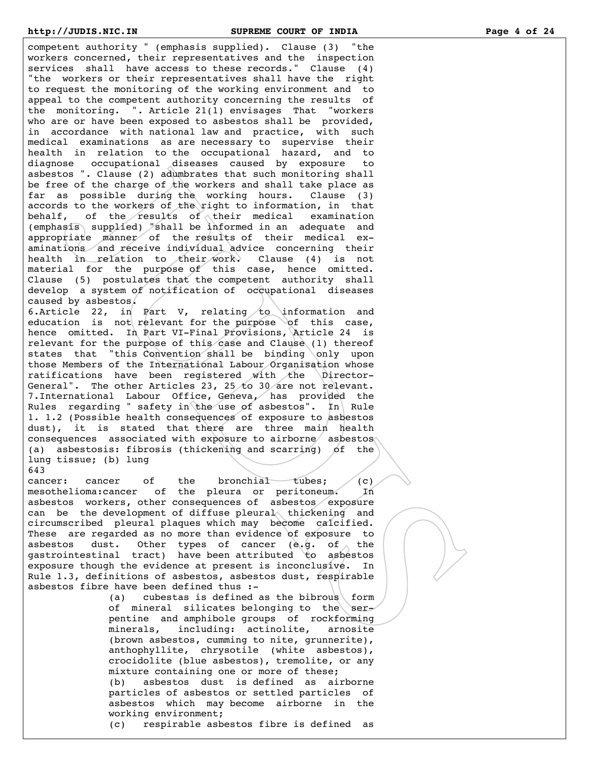competent authority " (emphasis supplied). Clause (3) "the workers concerned, their representatives and the inspection services shall have access to these records." Clause (4) "the workers or their representatives shall have the right to request the monitoring of the working environment and to appeal to the competent authority concerning the results of the monitoring. ". Article 21(1) envisages That "workers who are or have been exposed to asbestos shall be provided, in accordance with national law and practice, with such medical examinations as are necessary to supervise their health in relation to the occupational hazard, and to diagnose occupational diseases caused by exposure to asbestos ". Clause (2) adumbrates that such monitoring shall be free of the charge of the workers and shall take place as far as possible during the working hours. Clause (3) accords to the workers of the right to information, in that behalf, of the results of their medical examination (emphasis supplied) "shall be informed in an adequate and appropriate manner of the results of their medical examinations and receive individual advice concerning their health in relation to their work. Clause (4) is not material for the purpose of this case, hence omitted. Clause (5) postulates that the competent authority shall develop a system of notification of occupational diseases caused by asbestos.

6.Article 22, in Part V, relating to information and education is not relevant for the purpose of this case, hence omitted. In Part VI-Final Provisions, Article 24 is relevant for the purpose of this case and Clause (1) thereof states that "this Convention shall be binding only upon those Members of the International Labour Organisation whose ratifications have been registered with the Director-General". The other Articles 23, 25 to 30 are not relevant.

7.International Labour Office, Geneva, has provided the Rules regarding " safety in the use of asbestos". In Rule 1. 1.2 (Possible health consequences of exposure to asbestos dust), it is stated that there are three main health consequences associated with exposure to airborne asbestos (a) asbestosis: fibrosis (thickening and scarring) of the lung tissue; (b) lung
643
cancer: cancer of the bronchial tubes; (c) mesothelioma:cancer of the pleura or peritoneum. In asbestos workers, other consequences of asbestos exposure can be the development of diffuse pleural thickening and circumscribed pleural plaques which may become calcified. These are regarded as no more than evidence of exposure to asbestos dust. Other types of cancer (e.g. of the gastrointestinal tract) have been attributed to asbestos exposure though the evidence at present is inconclusive. In Rule 1.3, definitions of asbestos, asbestos dust, respirable asbestos fibre have been defined thus :-

> (a) cubestas is defined as the bibrous form of mineral silicates belonging to the serpentine and amphibole groups of rockforming minerals, including: actinolite, arnosite (brown asbestos, cumming to nite, grunnerite), anthophyllite, chrysotile (white asbestos), crocidolite (blue asbestos), tremolite, or any mixture containing one or more of these;
>
> (b) asbestos dust is defined as airborne particles of asbestos or settled particles of asbestos which may become airborne in the working environment;
>
> (c) respirable asbestos fibre is defined as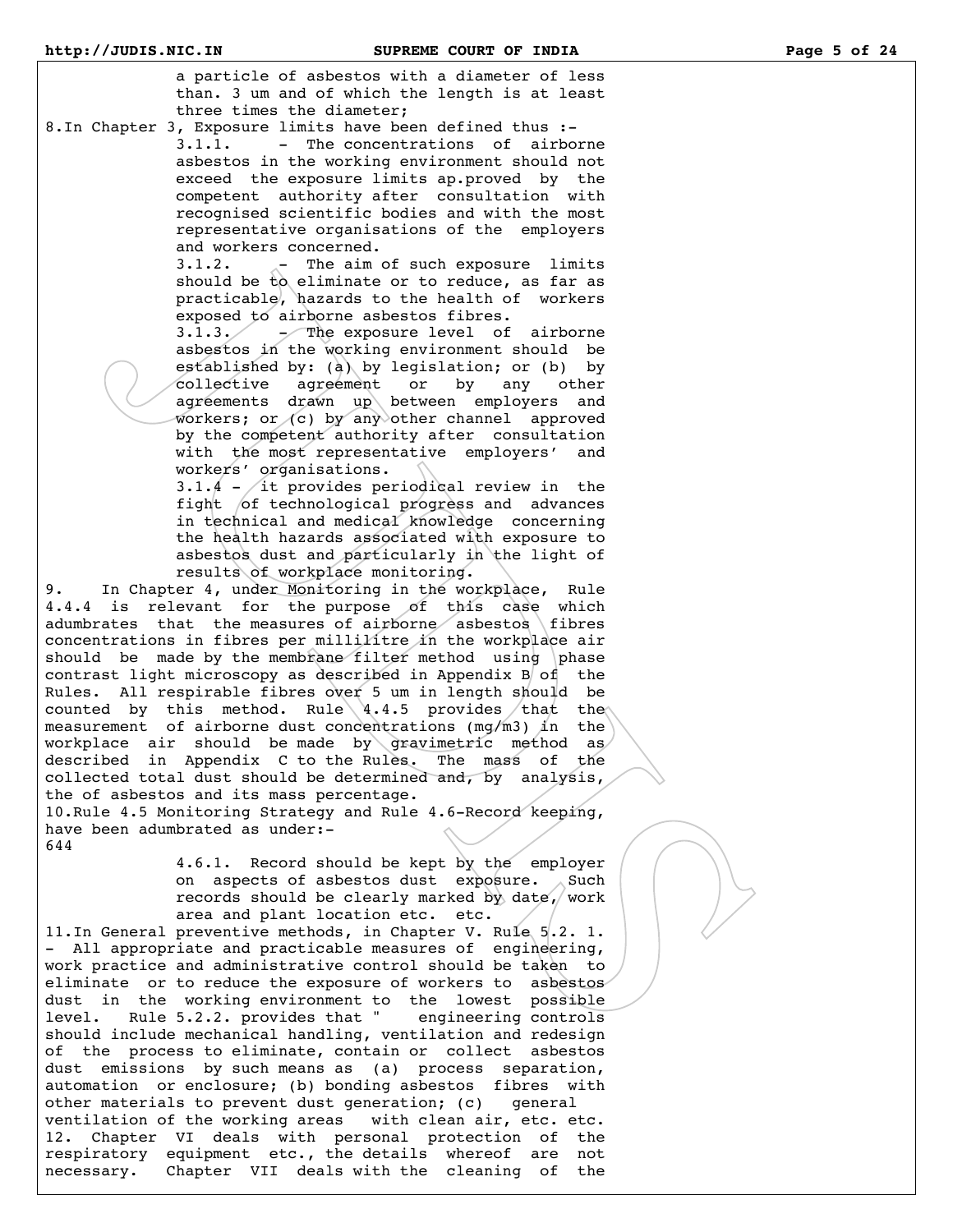a particle of asbestos with a diameter of less than. 3 um and of which the length is at least three times the diameter;

8.In Chapter 3, Exposure limits have been defined thus :-

3.1.1. - The concentrations of airborne asbestos in the working environment should not exceed the exposure limits ap.proved by the competent authority after consultation with recognised scientific bodies and with the most representative organisations of the employers and workers concerned.

3.1.2. - The aim of such exposure limits should be to eliminate or to reduce, as far as practicable, hazards to the health of workers exposed to airborne asbestos fibres.

3.1.3. - The exposure level of airborne asbestos in the working environment should be established by: (a) by legislation; or (b) by collective agreement or by any other agreements drawn up between employers and workers; or (c) by any other channel approved by the competent authority after consultation with the most representative employers' and workers' organisations.

3.1.4 - it provides periodical review in the fight of technological progress and advances in technical and medical knowledge concerning the health hazards associated with exposure to asbestos dust and particularly in the light of results of workplace monitoring.

9. In Chapter 4, under Monitoring in the workplace, Rule 4.4.4 is relevant for the purpose of this case which adumbrates that the measures of airborne asbestos fibres concentrations in fibres per millilitre in the workplace air should be made by the membrane filter method using phase contrast light microscopy as described in Appendix B of the Rules. All respirable fibres over 5 um in length should be counted by this method. Rule 4.4.5 provides that the measurement of airborne dust concentrations (mg/m3) in the workplace air should be made by gravimetric method as described in Appendix C to the Rules. The mass of the collected total dust should be determined and, by analysis, the of asbestos and its mass percentage.

10.Rule 4.5 Monitoring Strategy and Rule 4.6-Record keeping, have been adumbrated as under:-
644

4.6.1. Record should be kept by the employer on aspects of asbestos dust exposure. Such records should be clearly marked by date, work area and plant location etc. etc.

11.In General preventive methods, in Chapter V. Rule 5.2. 1. - All appropriate and practicable measures of engineering, work practice and administrative control should be taken to eliminate or to reduce the exposure of workers to asbestos dust in the working environment to the lowest possible level. Rule 5.2.2. provides that " engineering controls should include mechanical handling, ventilation and redesign of the process to eliminate, contain or collect asbestos dust emissions by such means as (a) process separation, automation or enclosure; (b) bonding asbestos fibres with other materials to prevent dust generation; (c) general ventilation of the working areas with clean air, etc. etc.

12. Chapter VI deals with personal protection of the respiratory equipment etc., the details whereof are not necessary. Chapter VII deals with the cleaning of the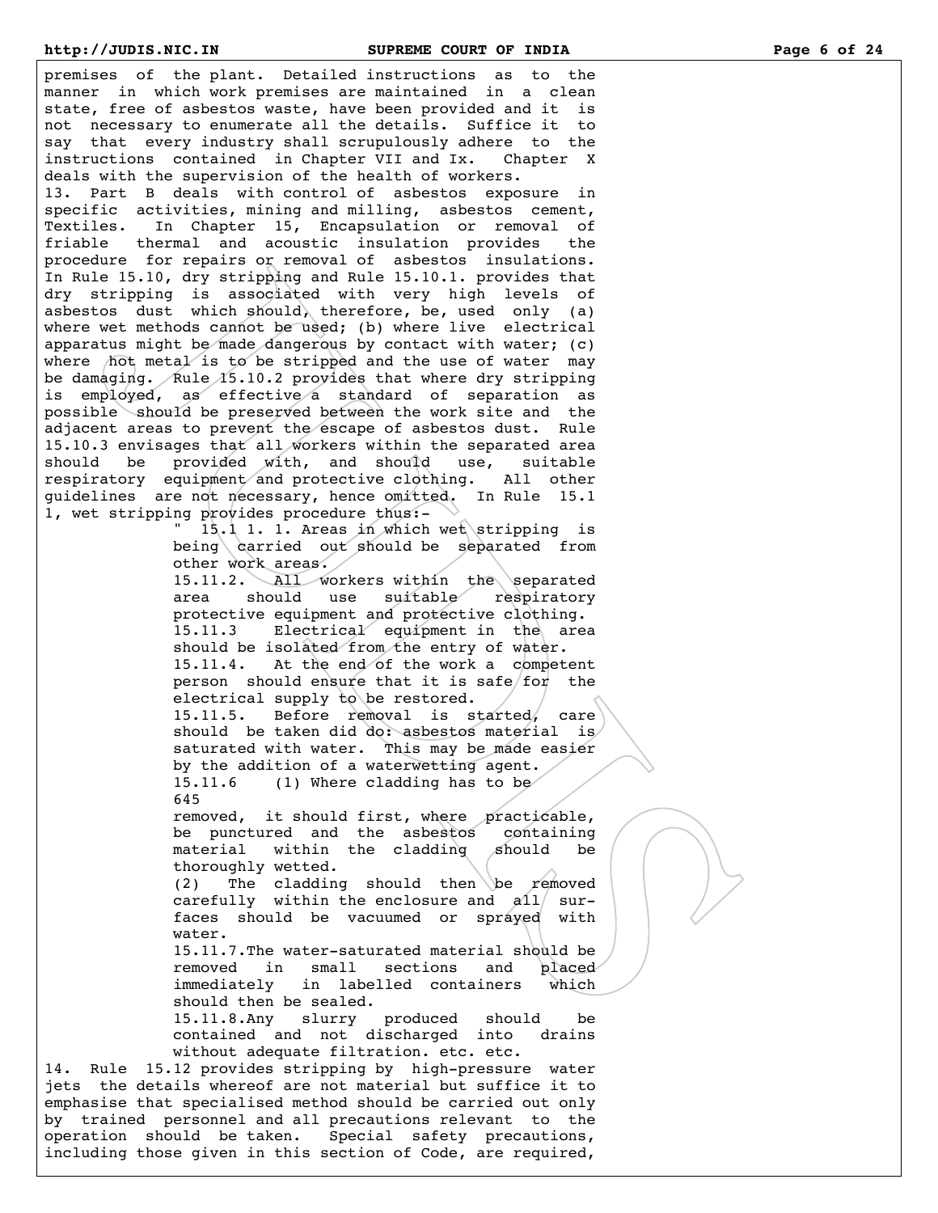premises of the plant. Detailed instructions as to the manner in which work premises are maintained in a clean state, free of asbestos waste, have been provided and it is not necessary to enumerate all the details. Suffice it to say that every industry shall scrupulously adhere to the instructions contained in Chapter VII and Ix. Chapter X deals with the supervision of the health of workers.

13. Part B deals with control of asbestos exposure in specific activities, mining and milling, asbestos cement, Textiles. In Chapter 15, Encapsulation or removal of friable thermal and acoustic insulation provides the procedure for repairs or removal of asbestos insulations. In Rule 15.10, dry stripping and Rule 15.10.1. provides that dry stripping is associated with very high levels of asbestos dust which should, therefore, be, used only (a) where wet methods cannot be used; (b) where live electrical apparatus might be made dangerous by contact with water; (c) where hot metal is to be stripped and the use of water may be damaging. Rule 15.10.2 provides that where dry stripping is employed, as effective a standard of separation as possible should be preserved between the work site and the adjacent areas to prevent the escape of asbestos dust. Rule 15.10.3 envisages that all workers within the separated area should be provided with, and should use, suitable respiratory equipment and protective clothing. All other guidelines are not necessary, hence omitted. In Rule 15.1 1, wet stripping provides procedure thus:-

> " 15.1 1. 1. Areas in which wet stripping is being carried out should be separated from other work areas.
>
> 15.11.2. All workers within the separated area should use suitable respiratory protective equipment and protective clothing.
>
> 15.11.3 Electrical equipment in the area should be isolated from the entry of water.
>
> 15.11.4. At the end of the work a competent person should ensure that it is safe for the electrical supply to be restored.
>
> 15.11.5. Before removal is started, care should be taken did do: asbestos material is saturated with water. This may be made easier by the addition of a waterwetting agent.
>
> 15.11.6 (1) Where cladding has to be
>
> 645
>
> removed, it should first, where practicable, be punctured and the asbestos containing material within the cladding should be thoroughly wetted.
>
> (2) The cladding should then be removed carefully within the enclosure and all surfaces should be vacuumed or sprayed with water.
>
> 15.11.7.The water-saturated material should be removed in small sections and placed immediately in labelled containers which should then be sealed.
>
> 15.11.8.Any slurry produced should be contained and not discharged into drains without adequate filtration. etc. etc.

14. Rule 15.12 provides stripping by high-pressure water jets the details whereof are not material but suffice it to emphasise that specialised method should be carried out only by trained personnel and all precautions relevant to the operation should be taken. Special safety precautions, including those given in this section of Code, are required,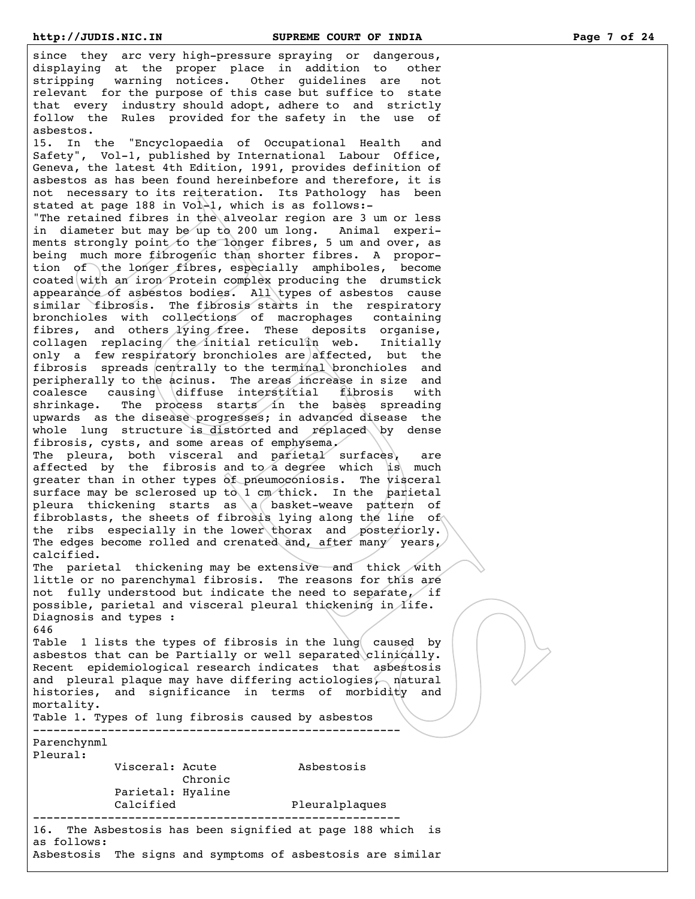since they arc very high-pressure spraying or dangerous, displaying at the proper place in addition to other stripping warning notices. Other guidelines are not relevant for the purpose of this case but suffice to state that every industry should adopt, adhere to and strictly follow the Rules provided for the safety in the use of asbestos.

15. In the "Encyclopaedia of Occupational Health and Safety", Vol-1, published by International Labour Office, Geneva, the latest 4th Edition, 1991, provides definition of asbestos as has been found hereinbefore and therefore, it is not necessary to its reiteration. Its Pathology has been stated at page 188 in Vol-1, which is as follows:-

"The retained fibres in the alveolar region are 3 um or less in diameter but may be up to 200 um long. Animal experiments strongly point to the longer fibres, 5 um and over, as being much more fibrogenic than shorter fibres. A proportion of the longer fibres, especially amphiboles, become coated with an iron Protein complex producing the drumstick appearance of asbestos bodies. All types of asbestos cause similar fibrosis. The fibrosis starts in the respiratory bronchioles with collections of macrophages containing fibres, and others lying free. These deposits organise, collagen replacing the initial reticulin web. Initially only a few respiratory bronchioles are affected, but the fibrosis spreads centrally to the terminal bronchioles and peripherally to the acinus. The areas increase in size and coalesce causing diffuse interstitial fibrosis with shrinkage. The process starts in the bases spreading upwards as the disease progresses; in advanced disease the whole lung structure is distorted and replaced by dense fibrosis, cysts, and some areas of emphysema.

The pleura, both visceral and parietal surfaces, are affected by the fibrosis and to a degree which is much greater than in other types of pneumoconiosis. The visceral surface may be sclerosed up to 1 cm thick. In the parietal pleura thickening starts as a basket-weave pattern of fibroblasts, the sheets of fibrosis lying along the line of the ribs especially in the lower thorax and posteriorly. The edges become rolled and crenated and, after many years, calcified.

The parietal thickening may be extensive and thick with little or no parenchymal fibrosis. The reasons for this are not fully understood but indicate the need to separate, if possible, parietal and visceral pleural thickening in life.

Diagnosis and types :

646

Table 1 lists the types of fibrosis in the lung caused by asbestos that can be Partially or well separated clinically. Recent epidemiological research indicates that asbestosis and pleural plaque may have differing actiologies, natural histories, and significance in terms of morbidity and mortality.

Table 1. Types of lung fibrosis caused by asbestos

| | | |
|---|---|---|
| Parenchynml | | |
| Pleural: | | |
| Visceral: | Acute | Asbestosis |
| | Chronic | |
| Parietal: | Hyaline | |
| Calcified | | Pleuralplaques |

16. The Asbestosis has been signified at page 188 which is as follows:

Asbestosis The signs and symptoms of asbestosis are similar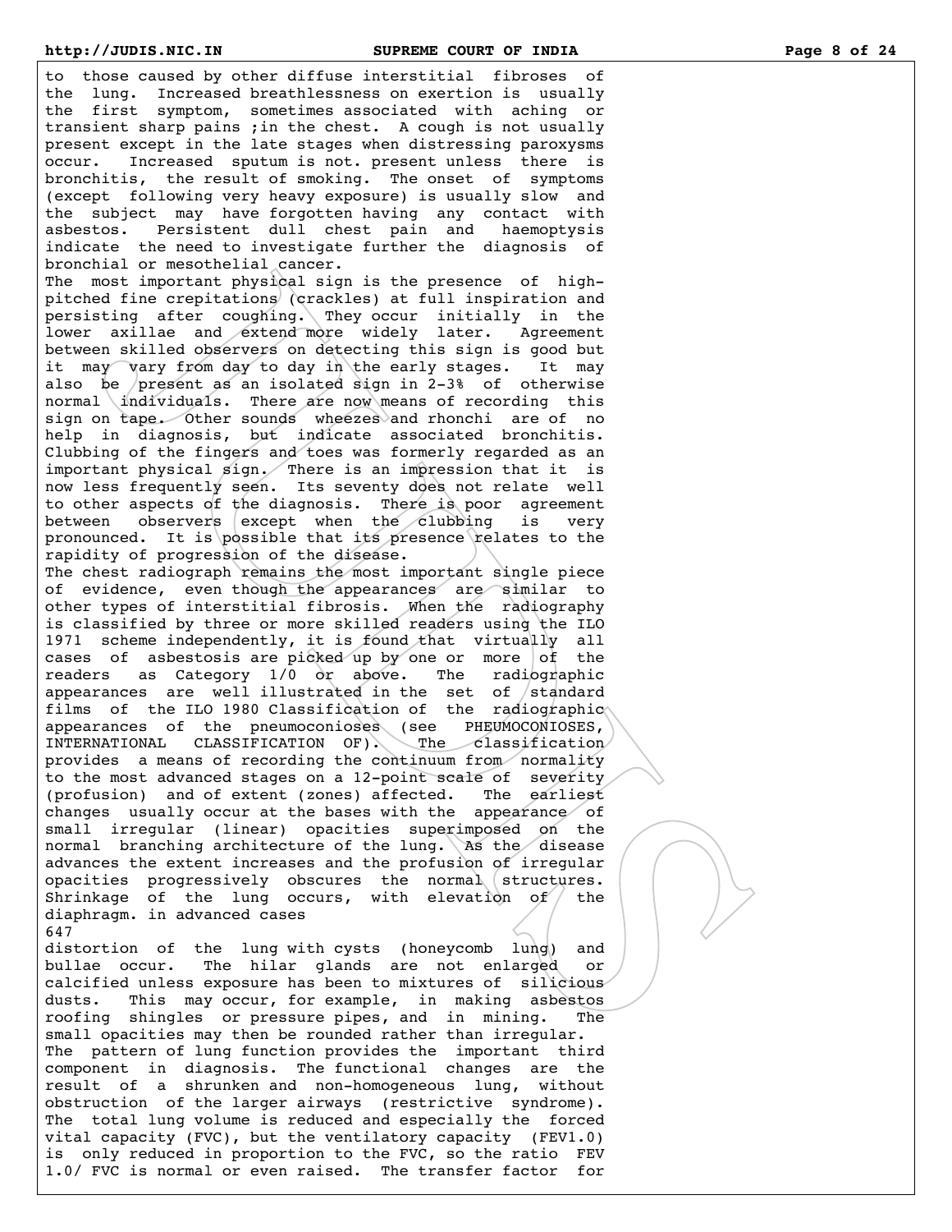to those caused by other diffuse interstitial fibroses of the lung. Increased breathlessness on exertion is usually the first symptom, sometimes associated with aching or transient sharp pains ;in the chest. A cough is not usually present except in the late stages when distressing paroxysms occur. Increased sputum is not. present unless there is bronchitis, the result of smoking. The onset of symptoms (except following very heavy exposure) is usually slow and the subject may have forgotten having any contact with asbestos. Persistent dull chest pain and haemoptysis indicate the need to investigate further the diagnosis of bronchial or mesothelial cancer.

The most important physical sign is the presence of high-pitched fine crepitations (crackles) at full inspiration and persisting after coughing. They occur initially in the lower axillae and extend more widely later. Agreement between skilled observers on detecting this sign is good but it may vary from day to day in the early stages. It may also be present as an isolated sign in 2-3% of otherwise normal individuals. There are now means of recording this sign on tape. Other sounds wheezes and rhonchi are of no help in diagnosis, but indicate associated bronchitis. Clubbing of the fingers and toes was formerly regarded as an important physical sign. There is an impression that it is now less frequently seen. Its seventy does not relate well to other aspects of the diagnosis. There is poor agreement between observers except when the clubbing is very pronounced. It is possible that its presence relates to the rapidity of progression of the disease.

The chest radiograph remains the most important single piece of evidence, even though the appearances are similar to other types of interstitial fibrosis. When the radiography is classified by three or more skilled readers using the ILO 1971 scheme independently, it is found that virtually all cases of asbestosis are picked up by one or more of the readers as Category 1/0 or above. The radiographic appearances are well illustrated in the set of standard films of the ILO 1980 Classification of the radiographic appearances of the pneumoconioses (see PHEUMOCONIOSES, INTERNATIONAL CLASSIFICATION OF). The classification provides a means of recording the continuum from normality to the most advanced stages on a 12-point scale of severity (profusion) and of extent (zones) affected. The earliest changes usually occur at the bases with the appearance of small irregular (linear) opacities superimposed on the normal branching architecture of the lung. As the disease advances the extent increases and the profusion of irregular opacities progressively obscures the normal structures. Shrinkage of the lung occurs, with elevation of the diaphragm. in advanced cases

647

distortion of the lung with cysts (honeycomb lung) and bullae occur. The hilar glands are not enlarged or calcified unless exposure has been to mixtures of silicious dusts. This may occur, for example, in making asbestos roofing shingles or pressure pipes, and in mining. The small opacities may then be rounded rather than irregular.

The pattern of lung function provides the important third component in diagnosis. The functional changes are the result of a shrunken and non-homogeneous lung, without obstruction of the larger airways (restrictive syndrome). The total lung volume is reduced and especially the forced vital capacity (FVC), but the ventilatory capacity (FEV1.0) is only reduced in proportion to the FVC, so the ratio FEV 1.0/ FVC is normal or even raised. The transfer factor for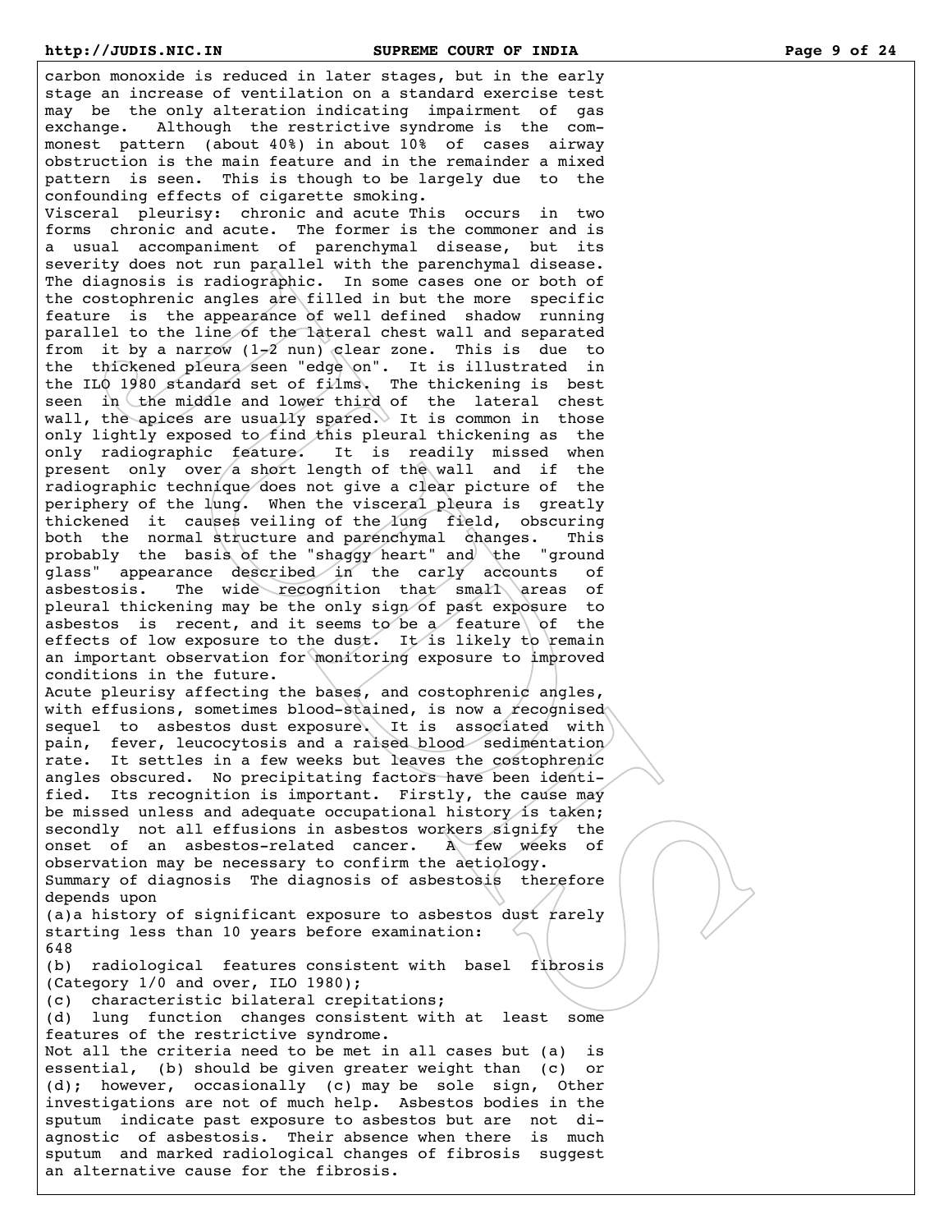carbon monoxide is reduced in later stages, but in the early stage an increase of ventilation on a standard exercise test may be the only alteration indicating impairment of gas exchange. Although the restrictive syndrome is the commonest pattern (about 40%) in about 10% of cases airway obstruction is the main feature and in the remainder a mixed pattern is seen. This is though to be largely due to the confounding effects of cigarette smoking.

Visceral pleurisy: chronic and acute This occurs in two forms chronic and acute. The former is the commoner and is a usual accompaniment of parenchymal disease, but its severity does not run parallel with the parenchymal disease. The diagnosis is radiographic. In some cases one or both of the costophrenic angles are filled in but the more specific feature is the appearance of well defined shadow running parallel to the line of the lateral chest wall and separated from it by a narrow (1-2 nun) clear zone. This is due to the thickened pleura seen "edge on". It is illustrated in the ILO 1980 standard set of films. The thickening is best seen in the middle and lower third of the lateral chest wall, the apices are usually spared. It is common in those only lightly exposed to find this pleural thickening as the only radiographic feature. It is readily missed when present only over a short length of the wall and if the radiographic technique does not give a clear picture of the periphery of the lung. When the visceral pleura is greatly thickened it causes veiling of the lung field, obscuring both the normal structure and parenchymal changes. This probably the basis of the "shaggy heart" and the "ground glass" appearance described in the carly accounts of asbestosis. The wide recognition that small areas of pleural thickening may be the only sign of past exposure to asbestos is recent, and it seems to be a feature of the effects of low exposure to the dust. It is likely to remain an important observation for monitoring exposure to improved conditions in the future.

Acute pleurisy affecting the bases, and costophrenic angles, with effusions, sometimes blood-stained, is now a recognised sequel to asbestos dust exposure. It is associated with pain, fever, leucocytosis and a raised blood sedimentation rate. It settles in a few weeks but leaves the costophrenic angles obscured. No precipitating factors have been identified. Its recognition is important. Firstly, the cause may be missed unless and adequate occupational history is taken; secondly not all effusions in asbestos workers signify the onset of an asbestos-related cancer. A few weeks of observation may be necessary to confirm the aetiology.

Summary of diagnosis The diagnosis of asbestosis therefore depends upon

(a)a history of significant exposure to asbestos dust rarely starting less than 10 years before examination:

648

(b) radiological features consistent with basel fibrosis (Category 1/0 and over, ILO 1980);

(c) characteristic bilateral crepitations;

(d) lung function changes consistent with at least some features of the restrictive syndrome.

Not all the criteria need to be met in all cases but (a) is essential, (b) should be given greater weight than (c) or (d); however, occasionally (c) may be sole sign, Other investigations are not of much help. Asbestos bodies in the sputum indicate past exposure to asbestos but are not diagnostic of asbestosis. Their absence when there is much sputum and marked radiological changes of fibrosis suggest an alternative cause for the fibrosis.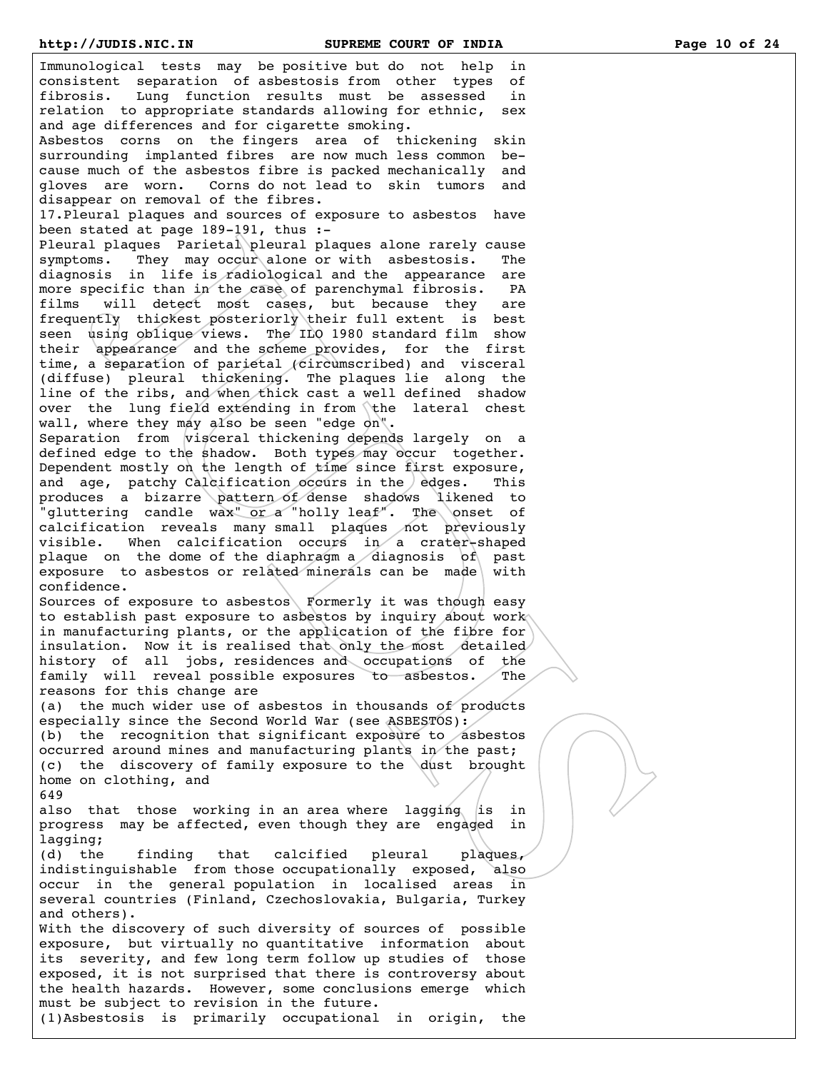Immunological tests may be positive but do not help in consistent separation of asbestosis from other types of fibrosis. Lung function results must be assessed in relation to appropriate standards allowing for ethnic, sex and age differences and for cigarette smoking.

Asbestos corns on the fingers area of thickening skin surrounding implanted fibres are now much less common because much of the asbestos fibre is packed mechanically and gloves are worn. Corns do not lead to skin tumors and disappear on removal of the fibres.

17.Pleural plaques and sources of exposure to asbestos have been stated at page 189-191, thus :-

Pleural plaques Parietal pleural plaques alone rarely cause symptoms. They may occur alone or with asbestosis. The diagnosis in life is radiological and the appearance are more specific than in the case of parenchymal fibrosis. PA films will detect most cases, but because they are frequently thickest posteriorly their full extent is best seen using oblique views. The ILO 1980 standard film show their appearance and the scheme provides, for the first time, a separation of parietal (circumscribed) and visceral (diffuse) pleural thickening. The plaques lie along the line of the ribs, and when thick cast a well defined shadow over the lung field extending in from the lateral chest wall, where they may also be seen "edge on".

Separation from visceral thickening depends largely on a defined edge to the shadow. Both types may occur together. Dependent mostly on the length of time since first exposure, and age, patchy Calcification occurs in the edges. This produces a bizarre pattern of dense shadows likened to "gluttering candle wax" or a "holly leaf". The onset of calcification reveals many small plaques not previously visible. When calcification occurs in a crater-shaped plaque on the dome of the diaphragm a diagnosis of past exposure to asbestos or related minerals can be made with confidence.

Sources of exposure to asbestos Formerly it was though easy to establish past exposure to asbestos by inquiry about work in manufacturing plants, or the application of the fibre for insulation. Now it is realised that only the most detailed history of all jobs, residences and occupations of the family will reveal possible exposures to asbestos. The reasons for this change are

(a) the much wider use of asbestos in thousands of products especially since the Second World War (see ASBESTOS):

(b) the recognition that significant exposure to asbestos occurred around mines and manufacturing plants in the past;

(c) the discovery of family exposure to the dust brought home on clothing, and

649

also that those working in an area where lagging is in progress may be affected, even though they are engaged in lagging;

(d) the finding that calcified pleural plaques, indistinguishable from those occupationally exposed, also occur in the general population in localised areas in several countries (Finland, Czechoslovakia, Bulgaria, Turkey and others).

With the discovery of such diversity of sources of possible exposure, but virtually no quantitative information about its severity, and few long term follow up studies of those exposed, it is not surprised that there is controversy about the health hazards. However, some conclusions emerge which must be subject to revision in the future.

(1)Asbestosis is primarily occupational in origin, the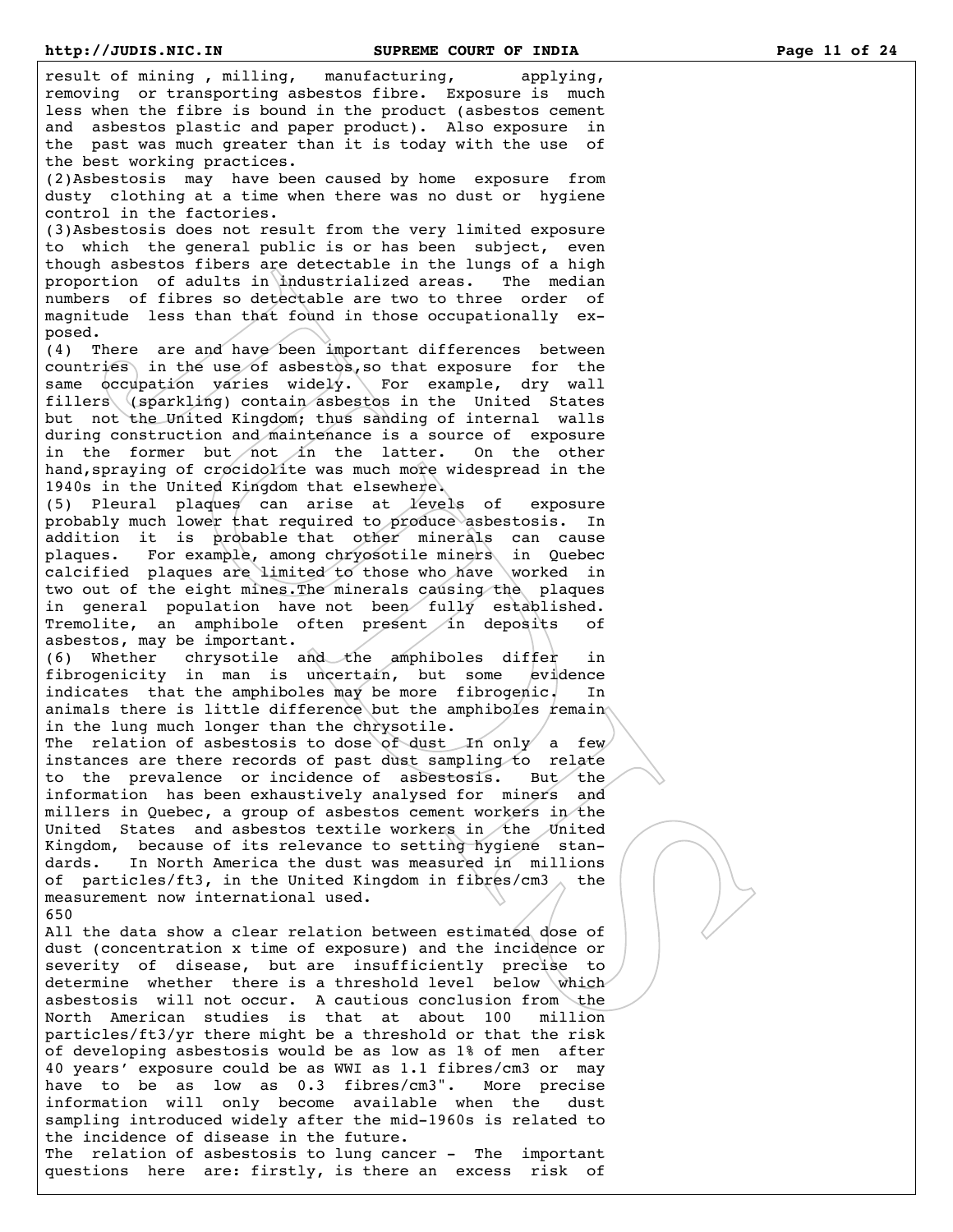result of mining , milling, manufacturing, applying, removing or transporting asbestos fibre. Exposure is much less when the fibre is bound in the product (asbestos cement and asbestos plastic and paper product). Also exposure in the past was much greater than it is today with the use of the best working practices.

(2)Asbestosis may have been caused by home exposure from dusty clothing at a time when there was no dust or hygiene control in the factories.

(3)Asbestosis does not result from the very limited exposure to which the general public is or has been subject, even though asbestos fibers are detectable in the lungs of a high proportion of adults in industrialized areas. The median numbers of fibres so detectable are two to three order of magnitude less than that found in those occupationally exposed.

(4) There are and have been important differences between countries in the use of asbestos,so that exposure for the same occupation varies widely. For example, dry wall fillers (sparkling) contain asbestos in the United States but not the United Kingdom; thus sanding of internal walls during construction and maintenance is a source of exposure in the former but not in the latter. On the other hand,spraying of crocidolite was much more widespread in the 1940s in the United Kingdom that elsewhere.

(5) Pleural plaques can arise at levels of exposure probably much lower that required to produce asbestosis. In addition it is probable that other minerals can cause plaques. For example, among chryosotile miners in Quebec calcified plaques are limited to those who have worked in two out of the eight mines.The minerals causing the plaques in general population have not been fully established. Tremolite, an amphibole often present in deposits of asbestos, may be important.

(6) Whether chrysotile and the amphiboles differ in fibrogenicity in man is uncertain, but some evidence indicates that the amphiboles may be more fibrogenic. In animals there is little difference but the amphiboles remain in the lung much longer than the chrysotile.

The relation of asbestosis to dose of dust In only a few instances are there records of past dust sampling to relate to the prevalence or incidence of asbestosis. But the information has been exhaustively analysed for miners and millers in Quebec, a group of asbestos cement workers in the United States and asbestos textile workers in the United Kingdom, because of its relevance to setting hygiene standards. In North America the dust was measured in millions of particles/ft3, in the United Kingdom in fibres/cm3 the measurement now international used.

650

All the data show a clear relation between estimated dose of dust (concentration x time of exposure) and the incidence or severity of disease, but are insufficiently precise to determine whether there is a threshold level below which asbestosis will not occur. A cautious conclusion from the North American studies is that at about 100 million particles/ft3/yr there might be a threshold or that the risk of developing asbestosis would be as low as 1% of men after 40 years' exposure could be as WWI as 1.1 fibres/cm3 or may have to be as low as 0.3 fibres/cm3". More precise information will only become available when the dust sampling introduced widely after the mid-1960s is related to the incidence of disease in the future.

The relation of asbestosis to lung cancer - The important questions here are: firstly, is there an excess risk of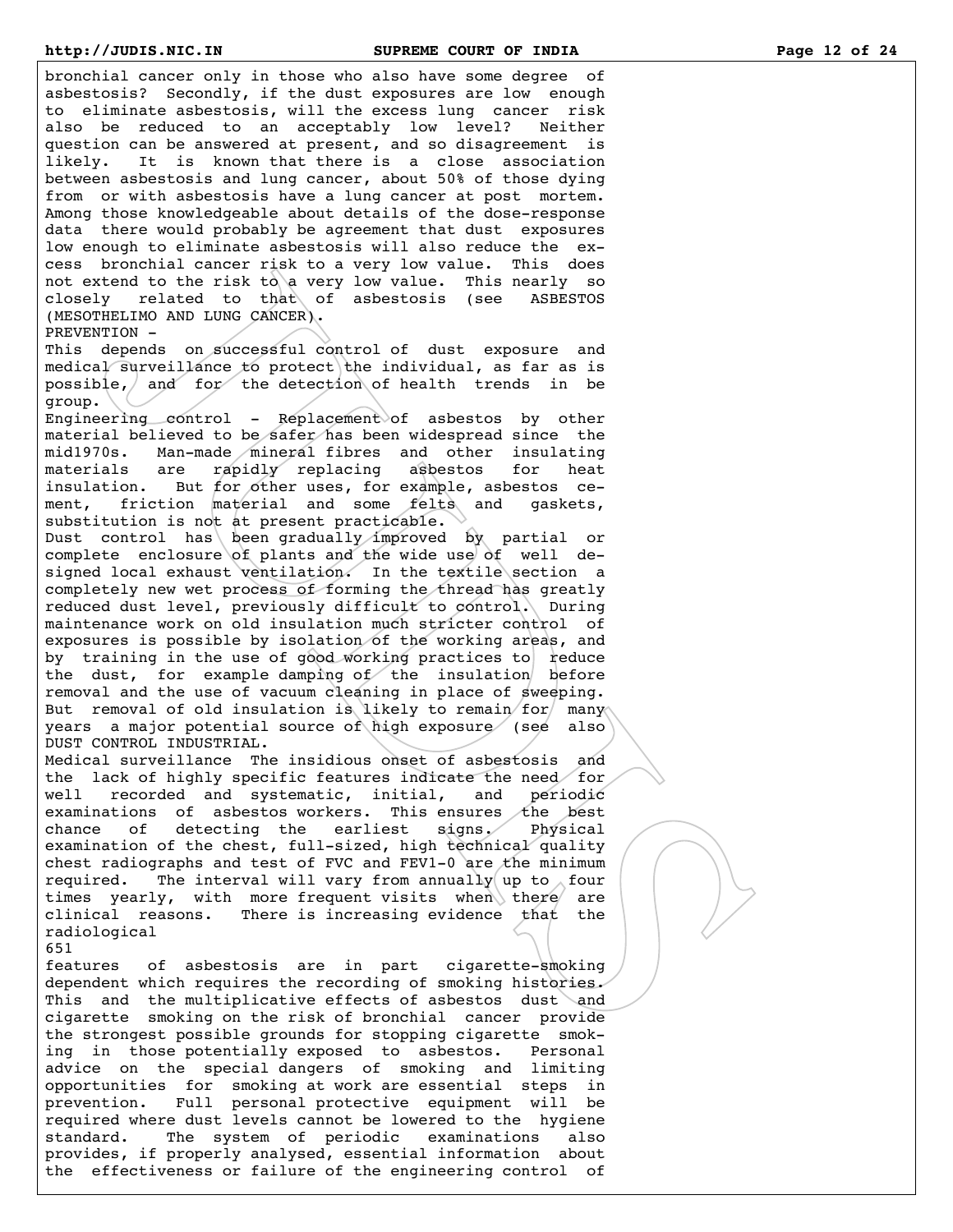bronchial cancer only in those who also have some degree of asbestosis? Secondly, if the dust exposures are low enough to eliminate asbestosis, will the excess lung cancer risk also be reduced to an acceptably low level? Neither question can be answered at present, and so disagreement is likely. It is known that there is a close association between asbestosis and lung cancer, about 50% of those dying from or with asbestosis have a lung cancer at post mortem. Among those knowledgeable about details of the dose-response data there would probably be agreement that dust exposures low enough to eliminate asbestosis will also reduce the excess bronchial cancer risk to a very low value. This does not extend to the risk to a very low value. This nearly so closely related to that of asbestosis (see ASBESTOS (MESOTHELIMO AND LUNG CANCER).

PREVENTION -

This depends on successful control of dust exposure and medical surveillance to protect the individual, as far as is possible, and for the detection of health trends in be group.

Engineering control - Replacement of asbestos by other material believed to be safer has been widespread since the mid1970s. Man-made mineral fibres and other insulating materials are rapidly replacing asbestos for heat insulation. But for other uses, for example, asbestos cement, friction material and some felts and gaskets, substitution is not at present practicable.

Dust control has been gradually improved by partial or complete enclosure of plants and the wide use of well designed local exhaust ventilation. In the textile section a completely new wet process of forming the thread has greatly reduced dust level, previously difficult to control. During maintenance work on old insulation much stricter control of exposures is possible by isolation of the working areas, and by training in the use of good working practices to reduce the dust, for example damping of the insulation before removal and the use of vacuum cleaning in place of sweeping. But removal of old insulation is likely to remain for many years a major potential source of high exposure (see also DUST CONTROL INDUSTRIAL.

Medical surveillance The insidious onset of asbestosis and the lack of highly specific features indicate the need for well recorded and systematic, initial, and periodic examinations of asbestos workers. This ensures the best chance of detecting the earliest signs. Physical examination of the chest, full-sized, high technical quality chest radiographs and test of FVC and FEV1-0 are the minimum required. The interval will vary from annually up to four times yearly, with more frequent visits when there are clinical reasons. There is increasing evidence that the radiological

651

features of asbestosis are in part cigarette-smoking dependent which requires the recording of smoking histories. This and the multiplicative effects of asbestos dust and cigarette smoking on the risk of bronchial cancer provide the strongest possible grounds for stopping cigarette smoking in those potentially exposed to asbestos. Personal advice on the special dangers of smoking and limiting opportunities for smoking at work are essential steps in prevention. Full personal protective equipment will be required where dust levels cannot be lowered to the hygiene standard. The system of periodic examinations also provides, if properly analysed, essential information about the effectiveness or failure of the engineering control of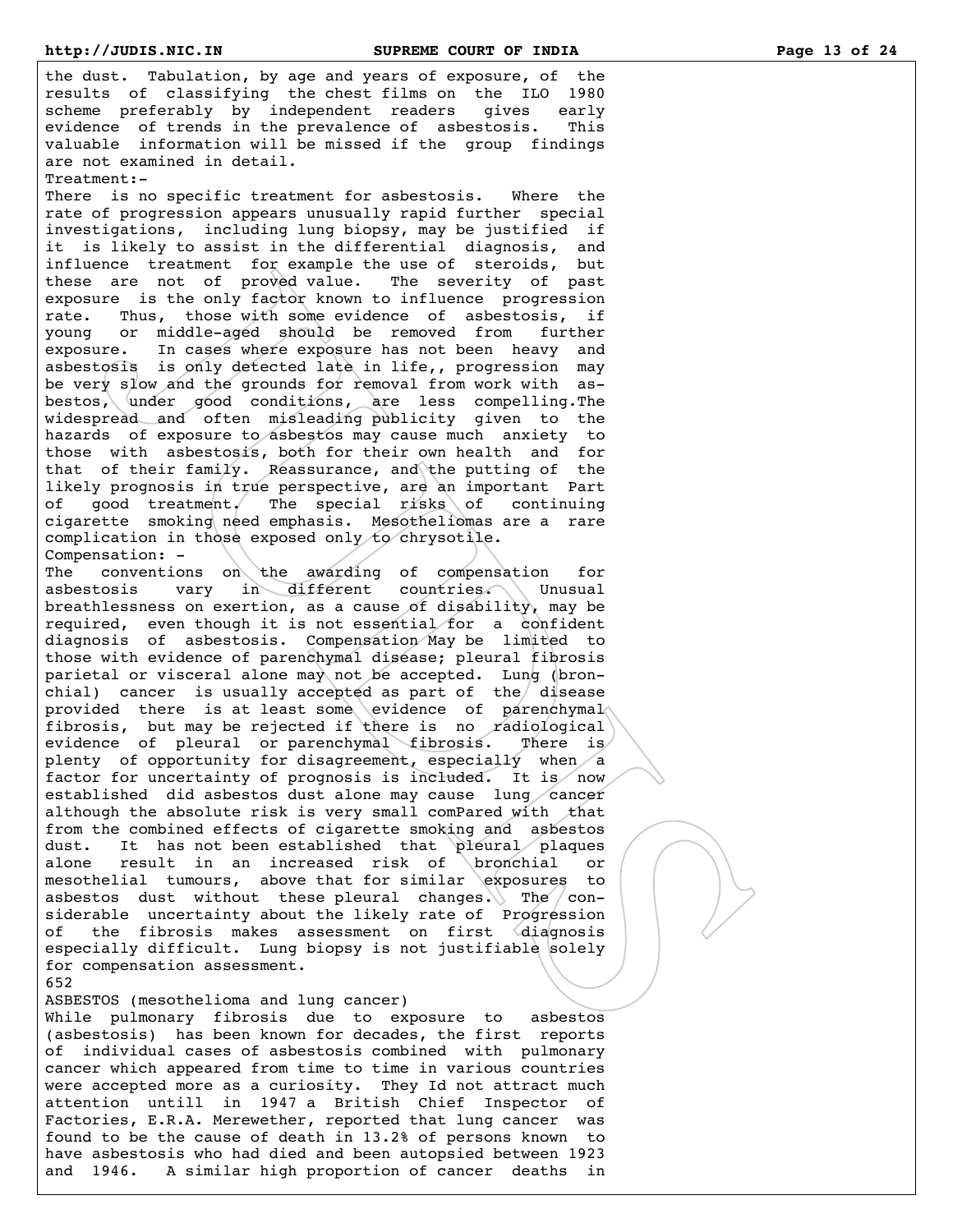the dust. Tabulation, by age and years of exposure, of the results of classifying the chest films on the ILO 1980 scheme preferably by independent readers gives early evidence of trends in the prevalence of asbestosis. This valuable information will be missed if the group findings are not examined in detail.

Treatment:-

There is no specific treatment for asbestosis. Where the rate of progression appears unusually rapid further special investigations, including lung biopsy, may be justified if it is likely to assist in the differential diagnosis, and influence treatment for example the use of steroids, but these are not of proved value. The severity of past exposure is the only factor known to influence progression rate. Thus, those with some evidence of asbestosis, if young or middle-aged should be removed from further exposure. In cases where exposure has not been heavy and asbestosis is only detected late in life,, progression may be very slow and the grounds for removal from work with asbestos, under good conditions, are less compelling.The widespread and often misleading publicity given to the hazards of exposure to asbestos may cause much anxiety to those with asbestosis, both for their own health and for that of their family. Reassurance, and the putting of the likely prognosis in true perspective, are an important Part of good treatment. The special risks of continuing cigarette smoking need emphasis. Mesotheliomas are a rare complication in those exposed only to chrysotile.

Compensation: -

The conventions on the awarding of compensation for asbestosis vary in different countries. Unusual breathlessness on exertion, as a cause of disability, may be required, even though it is not essential for a confident diagnosis of asbestosis. Compensation May be limited to those with evidence of parenchymal disease; pleural fibrosis parietal or visceral alone may not be accepted. Lung (bronchial) cancer is usually accepted as part of the disease provided there is at least some evidence of parenchymal fibrosis, but may be rejected if there is no radiological evidence of pleural or parenchymal fibrosis. There is plenty of opportunity for disagreement, especially when a factor for uncertainty of prognosis is included. It is now established did asbestos dust alone may cause lung cancer although the absolute risk is very small comPared with that from the combined effects of cigarette smoking and asbestos dust. It has not been established that pleural plaques alone result in an increased risk of bronchial or mesothelial tumours, above that for similar exposures to asbestos dust without these pleural changes. The considerable uncertainty about the likely rate of Progression of the fibrosis makes assessment on first diagnosis especially difficult. Lung biopsy is not justifiable solely for compensation assessment.

652

ASBESTOS (mesothelioma and lung cancer)

While pulmonary fibrosis due to exposure to asbestos (asbestosis) has been known for decades, the first reports of individual cases of asbestosis combined with pulmonary cancer which appeared from time to time in various countries were accepted more as a curiosity. They Id not attract much attention untill in 1947 a British Chief Inspector of Factories, E.R.A. Merewether, reported that lung cancer was found to be the cause of death in 13.2% of persons known to have asbestosis who had died and been autopsied between 1923 and 1946. A similar high proportion of cancer deaths in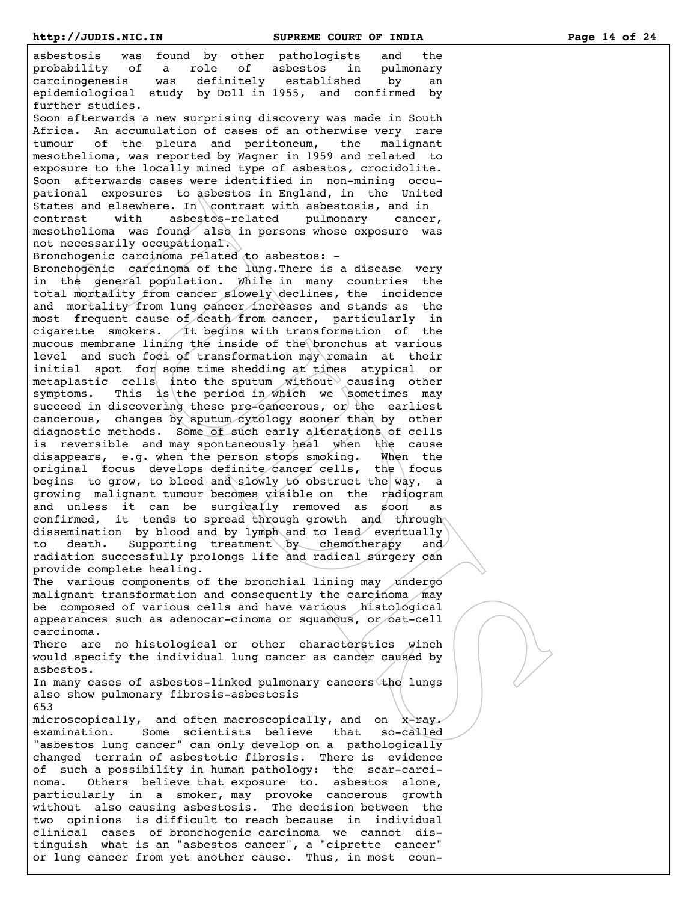asbestosis was found by other pathologists and the probability of a role of asbestos in pulmonary carcinogenesis was definitely established by an epidemiological study by Doll in 1955, and confirmed by further studies.

Soon afterwards a new surprising discovery was made in South Africa. An accumulation of cases of an otherwise very rare tumour of the pleura and peritoneum, the malignant mesothelioma, was reported by Wagner in 1959 and related to exposure to the locally mined type of asbestos, crocidolite. Soon afterwards cases were identified in non-mining occupational exposures to asbestos in England, in the United States and elsewhere. In contrast with asbestosis, and in contrast with asbestos-related pulmonary cancer, mesothelioma was found also in persons whose exposure was not necessarily occupational.

Bronchogenic carcinoma related to asbestos: -

Bronchogenic carcinoma of the lung.There is a disease very in the general population. While in many countries the total mortality from cancer slowely declines, the incidence and mortality from lung cancer increases and stands as the most frequent cause of death from cancer, particularly in cigarette smokers. It begins with transformation of the mucous membrane lining the inside of the bronchus at various level and such foci of transformation may remain at their initial spot for some time shedding at times atypical or metaplastic cells into the sputum without causing other symptoms. This is the period in which we sometimes may succeed in discovering these pre-cancerous, or the earliest cancerous, changes by sputum cytology sooner than by other diagnostic methods. Some of such early alterations of cells is reversible and may spontaneously heal when the cause disappears, e.g. when the person stops smoking. When the original focus develops definite cancer cells, the focus begins to grow, to bleed and slowly to obstruct the way, a growing malignant tumour becomes visible on the radiogram and unless it can be surgically removed as soon as confirmed, it tends to spread through growth and through dissemination by blood and by lymph and to lead eventually to death. Supporting treatment by chemotherapy and radiation successfully prolongs life and radical surgery can provide complete healing.

The various components of the bronchial lining may undergo malignant transformation and consequently the carcinoma may be composed of various cells and have various histological appearances such as adenocar-cinoma or squamous, or oat-cell carcinoma.

There are no histological or other characterstics winch would specify the individual lung cancer as cancer caused by asbestos.

In many cases of asbestos-linked pulmonary cancers the lungs also show pulmonary fibrosis-asbestosis microscopically, and often macroscopically, and on x-ray. examination. Some scientists believe that so-called "asbestos lung cancer" can only develop on a pathologically changed terrain of asbestotic fibrosis. There is evidence of such a possibility in human pathology: the scar-carcinoma. Others believe that exposure to. asbestos alone, particularly in a smoker, may provoke cancerous growth without also causing asbestosis. The decision between the two opinions is difficult to reach because in individual clinical cases of bronchogenic carcinoma we cannot distinguish what is an "asbestos cancer", a "ciprette cancer" or lung cancer from yet another cause. Thus, in most coun-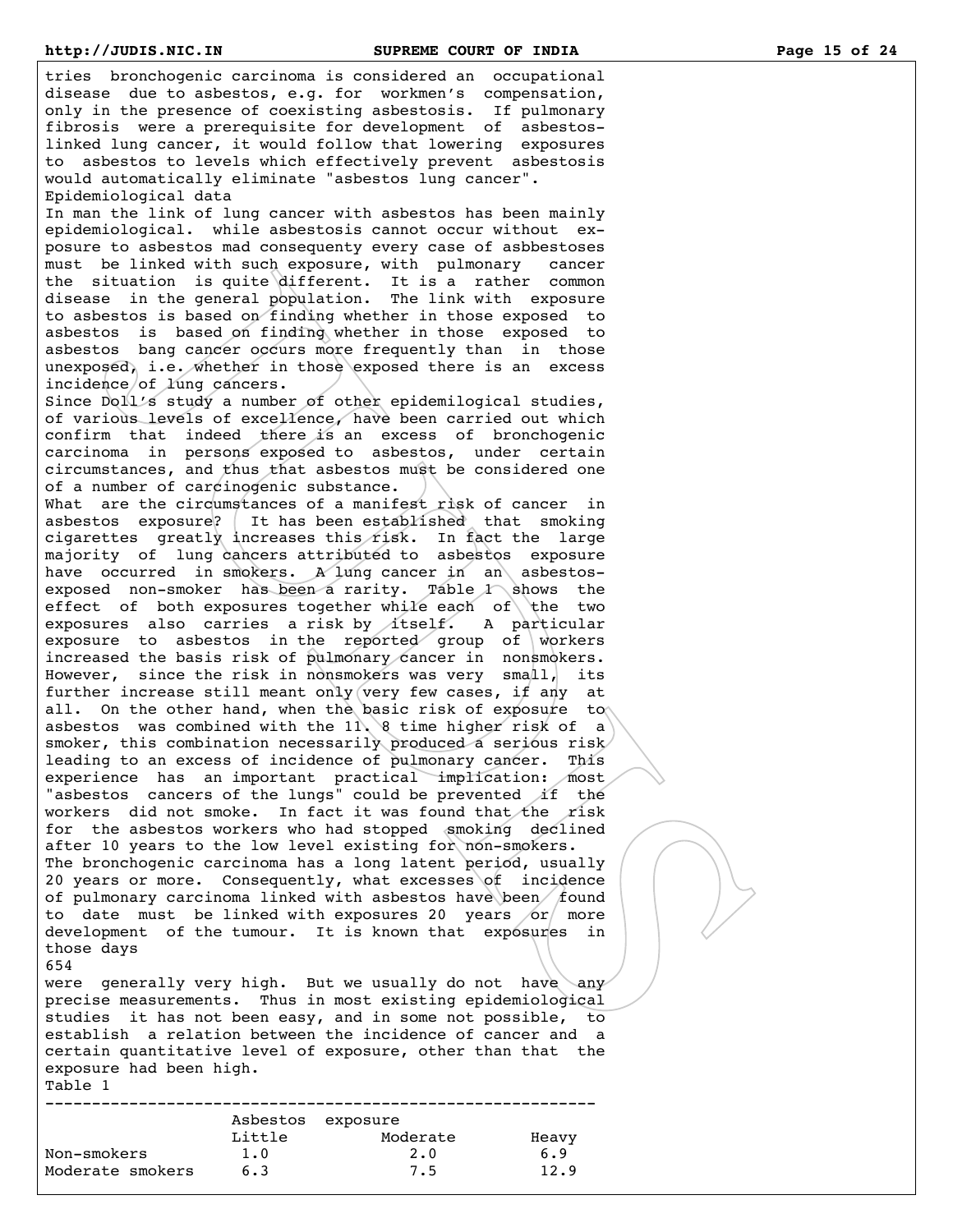tries bronchogenic carcinoma is considered an occupational disease due to asbestos, e.g. for workmen's compensation, only in the presence of coexisting asbestosis. If pulmonary fibrosis were a prerequisite for development of asbestos-linked lung cancer, it would follow that lowering exposures to asbestos to levels which effectively prevent asbestosis would automatically eliminate "asbestos lung cancer".

Epidemiological data

In man the link of lung cancer with asbestos has been mainly epidemiological. while asbestosis cannot occur without exposure to asbestos mad consequenty every case of asbbestoses must be linked with such exposure, with pulmonary cancer the situation is quite different. It is a rather common disease in the general population. The link with exposure to asbestos is based on finding whether in those exposed to asbestos is based on finding whether in those exposed to asbestos bang cancer occurs more frequently than in those unexposed, i.e. whether in those exposed there is an excess incidence of lung cancers.

Since Doll's study a number of other epidemilogical studies, of various levels of excellence, have been carried out which confirm that indeed there is an excess of bronchogenic carcinoma in persons exposed to asbestos, under certain circumstances, and thus that asbestos must be considered one of a number of carcinogenic substance.

What are the circumstances of a manifest risk of cancer in asbestos exposure? It has been established that smoking cigarettes greatly increases this risk. In fact the large majority of lung cancers attributed to asbestos exposure have occurred in smokers. A lung cancer in an asbestos-exposed non-smoker has been a rarity. Table 1 shows the effect of both exposures together while each of the two exposures also carries a risk by itself. A particular exposure to asbestos in the reported group of workers increased the basis risk of pulmonary cancer in nonsmokers. However, since the risk in nonsmokers was very small, its further increase still meant only very few cases, if any at all. On the other hand, when the basic risk of exposure to asbestos was combined with the 11. 8 time higher risk of a smoker, this combination necessarily produced a serious risk leading to an excess of incidence of pulmonary cancer. This experience has an important practical implication: most "asbestos cancers of the lungs" could be prevented if the workers did not smoke. In fact it was found that the risk for the asbestos workers who had stopped smoking declined after 10 years to the low level existing for non-smokers.

The bronchogenic carcinoma has a long latent period, usually 20 years or more. Consequently, what excesses of incidence of pulmonary carcinoma linked with asbestos have been found to date must be linked with exposures 20 years or more development of the tumour. It is known that exposures in those days

654

were generally very high. But we usually do not have any precise measurements. Thus in most existing epidemiological studies it has not been easy, and in some not possible, to establish a relation between the incidence of cancer and a certain quantitative level of exposure, other than that the exposure had been high.

Table 1

| | Asbestos exposure | | |
|---|---|---|---|
| | Little | Moderate | Heavy |
| Non-smokers | 1.0 | 2.0 | 6.9 |
| Moderate smokers | 6.3 | 7.5 | 12.9 |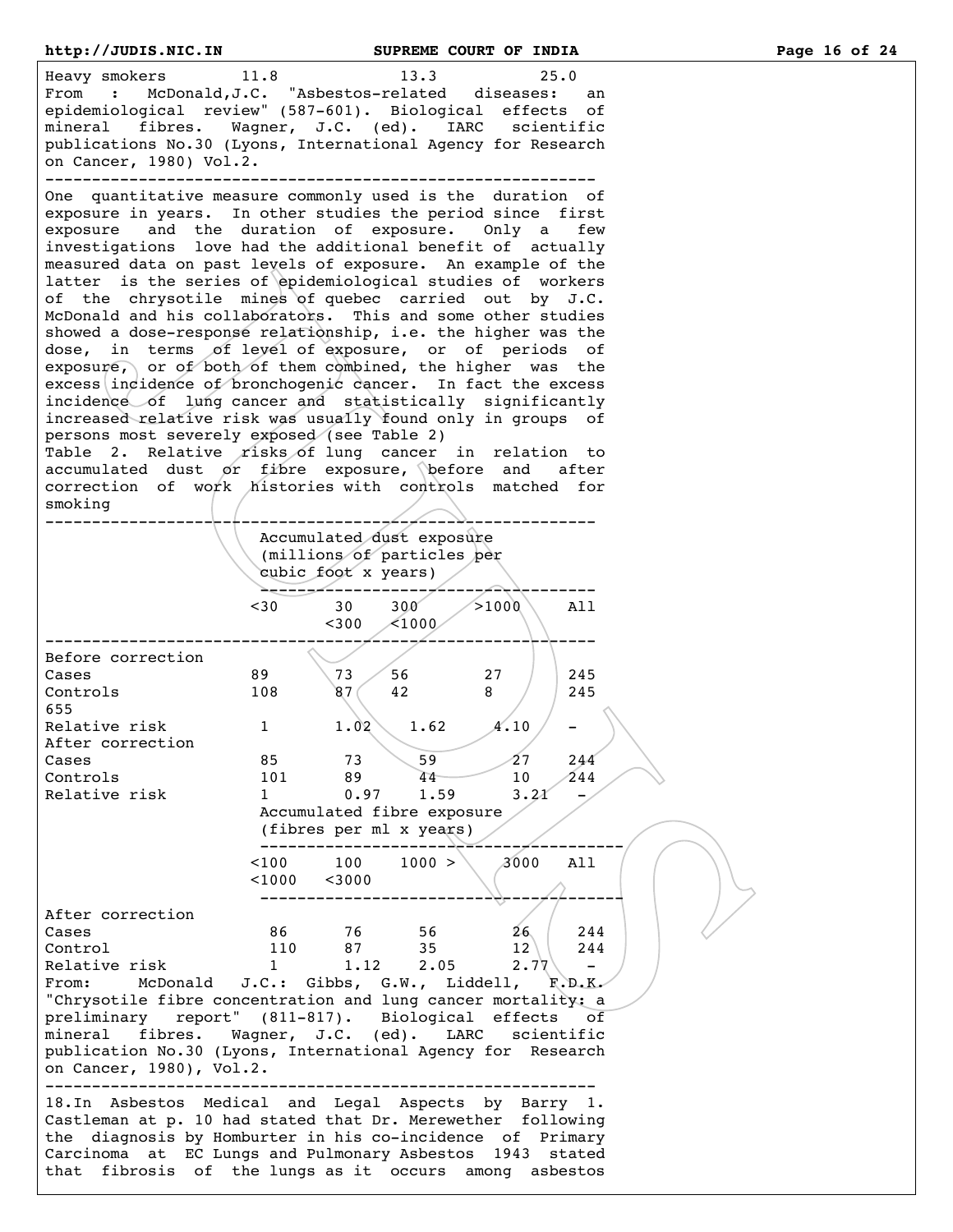| Heavy smokers | 11.8 | 13.3 | 25.0 |
|---|---|---|---|

From : McDonald,J.C. "Asbestos-related diseases: an epidemiological review" (587-601). Biological effects of mineral fibres. Wagner, J.C. (ed). IARC scientific publications No.30 (Lyons, International Agency for Research on Cancer, 1980) Vol.2.

---

One quantitative measure commonly used is the duration of exposure in years. In other studies the period since first exposure and the duration of exposure. Only a few investigations love had the additional benefit of actually measured data on past levels of exposure. An example of the latter is the series of epidemiological studies of workers of the chrysotile mines of quebec carried out by J.C. McDonald and his collaborators. This and some other studies showed a dose-response relationship, i.e. the higher was the dose, in terms of level of exposure, or of periods of exposure, or of both of them combined, the higher was the excess incidence of bronchogenic cancer. In fact the excess incidence of lung cancer and statistically significantly increased relative risk was usually found only in groups of persons most severely exposed (see Table 2)

Table 2. Relative risks of lung cancer in relation to accumulated dust or fibre exposure, before and after correction of work histories with controls matched for smoking

| | Accumulated dust exposure (millions of particles per cubic foot x years) | | | | |
|---|---|---|---|---|---|
| | <30 | 30 <300 | 300 <1000 | >1000 | All |
| Before correction | | | | | |
| Cases | 89 | 73 | 56 | 27 | 245 |
| Controls | 108 | 87 | 42 | 8 | 245 |
| 655 | | | | | |
| Relative risk | 1 | 1.02 | 1.62 | 4.10 | - |
| After correction | | | | | |
| Cases | 85 | 73 | 59 | 27 | 244 |
| Controls | 101 | 89 | 44 | 10 | 244 |
| Relative risk | 1 | 0.97 | 1.59 | 3.21 | - |
| | Accumulated fibre exposure (fibres per ml x years) | | | | |
| | <100 <1000 | 100 <3000 | 1000 > | 3000 | All |
| After correction | | | | | |
| Cases | 86 | 76 | 56 | 26 | 244 |
| Control | 110 | 87 | 35 | 12 | 244 |
| Relative risk | 1 | 1.12 | 2.05 | 2.77 | - |

From: McDonald J.C.: Gibbs, G.W., Liddell, F.D.K. "Chrysotile fibre concentration and lung cancer mortality: a preliminary report" (811-817). Biological effects of mineral fibres. Wagner, J.C. (ed). LARC scientific publication No.30 (Lyons, International Agency for Research on Cancer, 1980), Vol.2.

---

18.In Asbestos Medical and Legal Aspects by Barry 1. Castleman at p. 10 had stated that Dr. Merewether following the diagnosis by Homburter in his co-incidence of Primary Carcinoma at EC Lungs and Pulmonary Asbestos 1943 stated that fibrosis of the lungs as it occurs among asbestos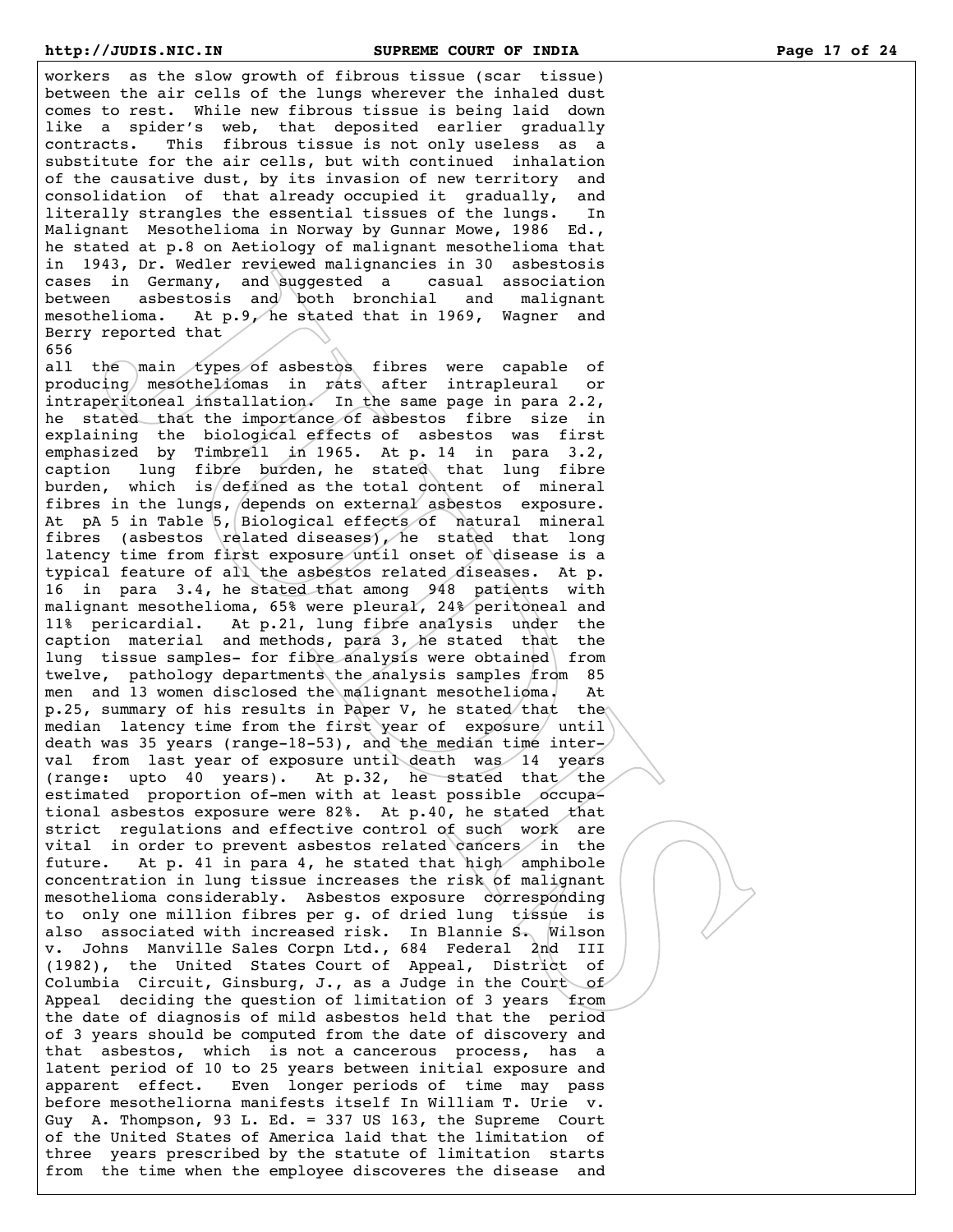workers as the slow growth of fibrous tissue (scar tissue) between the air cells of the lungs wherever the inhaled dust comes to rest. While new fibrous tissue is being laid down like a spider's web, that deposited earlier gradually contracts. This fibrous tissue is not only useless as a substitute for the air cells, but with continued inhalation of the causative dust, by its invasion of new territory and consolidation of that already occupied it gradually, and literally strangles the essential tissues of the lungs. In Malignant Mesothelioma in Norway by Gunnar Mowe, 1986 Ed., he stated at p.8 on Aetiology of malignant mesothelioma that in 1943, Dr. Wedler reviewed malignancies in 30 asbestosis cases in Germany, and suggested a casual association between asbestosis and both bronchial and malignant mesothelioma. At p.9, he stated that in 1969, Wagner and Berry reported that
656
all the main types of asbestos fibres were capable of producing mesotheliomas in rats after intrapleural or intraperitoneal installation. In the same page in para 2.2, he stated that the importance of asbestos fibre size in explaining the biological effects of asbestos was first emphasized by Timbrell in 1965. At p. 14 in para 3.2, caption lung fibre burden, he stated that lung fibre burden, which is defined as the total content of mineral fibres in the lungs, depends on external asbestos exposure. At pA 5 in Table 5, Biological effects of natural mineral fibres (asbestos related diseases), he stated that long latency time from first exposure until onset of disease is a typical feature of all the asbestos related diseases. At p. 16 in para 3.4, he stated that among 948 patients with malignant mesothelioma, 65% were pleural, 24% peritoneal and 11% pericardial. At p.21, lung fibre analysis under the caption material and methods, para 3, he stated that the lung tissue samples- for fibre analysis were obtained from twelve, pathology departments the analysis samples from 85 men and 13 women disclosed the malignant mesothelioma. At p.25, summary of his results in Paper V, he stated that the median latency time from the first year of exposure until death was 35 years (range-18-53), and the median time interval from last year of exposure until death was 14 years (range: upto 40 years). At p.32, he stated that the estimated proportion of-men with at least possible occupational asbestos exposure were 82%. At p.40, he stated that strict regulations and effective control of such work are vital in order to prevent asbestos related cancers in the future. At p. 41 in para 4, he stated that high amphibole concentration in lung tissue increases the risk of malignant mesothelioma considerably. Asbestos exposure corresponding to only one million fibres per g. of dried lung tissue is also associated with increased risk. In Blannie S. Wilson v. Johns Manville Sales Corpn Ltd., 684 Federal 2nd III (1982), the United States Court of Appeal, District of Columbia Circuit, Ginsburg, J., as a Judge in the Court of Appeal deciding the question of limitation of 3 years from the date of diagnosis of mild asbestos held that the period of 3 years should be computed from the date of discovery and that asbestos, which is not a cancerous process, has a latent period of 10 to 25 years between initial exposure and apparent effect. Even longer periods of time may pass before mesotheliorna manifests itself In William T. Urie v. Guy A. Thompson, 93 L. Ed. = 337 US 163, the Supreme Court of the United States of America laid that the limitation of three years prescribed by the statute of limitation starts from the time when the employee discoveres the disease and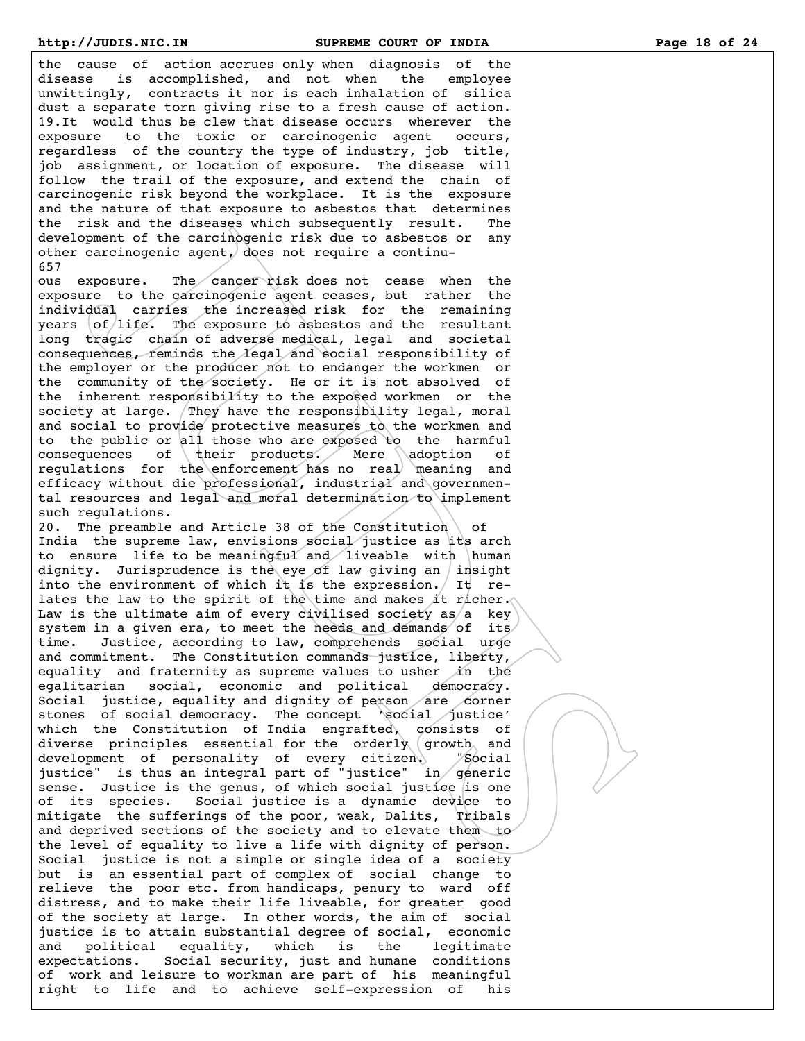the cause of action accrues only when diagnosis of the disease is accomplished, and not when the employee unwittingly, contracts it nor is each inhalation of silica dust a separate torn giving rise to a fresh cause of action.

19.It would thus be clew that disease occurs wherever the exposure to the toxic or carcinogenic agent occurs, regardless of the country the type of industry, job title, job assignment, or location of exposure. The disease will follow the trail of the exposure, and extend the chain of carcinogenic risk beyond the workplace. It is the exposure and the nature of that exposure to asbestos that determines the risk and the diseases which subsequently result. The development of the carcinogenic risk due to asbestos or any other carcinogenic agent, does not require a continu-

657

ous exposure. The cancer risk does not cease when the exposure to the carcinogenic agent ceases, but rather the individual carries the increased risk for the remaining years of life. The exposure to asbestos and the resultant long tragic chain of adverse medical, legal and societal consequences, reminds the legal and social responsibility of the employer or the producer not to endanger the workmen or the community of the society. He or it is not absolved of the inherent responsibility to the exposed workmen or the society at large. They have the responsibility legal, moral and social to provide protective measures to the workmen and to the public or all those who are exposed to the harmful consequences of their products. Mere adoption of regulations for the enforcement has no real meaning and efficacy without die professional, industrial and governmental resources and legal and moral determination to implement such regulations.

20. The preamble and Article 38 of the Constitution of India the supreme law, envisions social justice as its arch to ensure life to be meaningful and liveable with human dignity. Jurisprudence is the eye of law giving an insight into the environment of which it is the expression. It relates the law to the spirit of the time and makes it richer. Law is the ultimate aim of every civilised society as a key system in a given era, to meet the needs and demands of its time. Justice, according to law, comprehends social urge and commitment. The Constitution commands justice, liberty, equality and fraternity as supreme values to usher in the egalitarian social, economic and political democracy. Social justice, equality and dignity of person are corner stones of social democracy. The concept 'social justice' which the Constitution of India engrafted, consists of diverse principles essential for the orderly growth and development of personality of every citizen. "Social justice" is thus an integral part of "justice" in generic sense. Justice is the genus, of which social justice is one of its species. Social justice is a dynamic device to mitigate the sufferings of the poor, weak, Dalits, Tribals and deprived sections of the society and to elevate them to the level of equality to live a life with dignity of person. Social justice is not a simple or single idea of a society but is an essential part of complex of social change to relieve the poor etc. from handicaps, penury to ward off distress, and to make their life liveable, for greater good of the society at large. In other words, the aim of social justice is to attain substantial degree of social, economic and political equality, which is the legitimate expectations. Social security, just and humane conditions of work and leisure to workman are part of his meaningful right to life and to achieve self-expression of his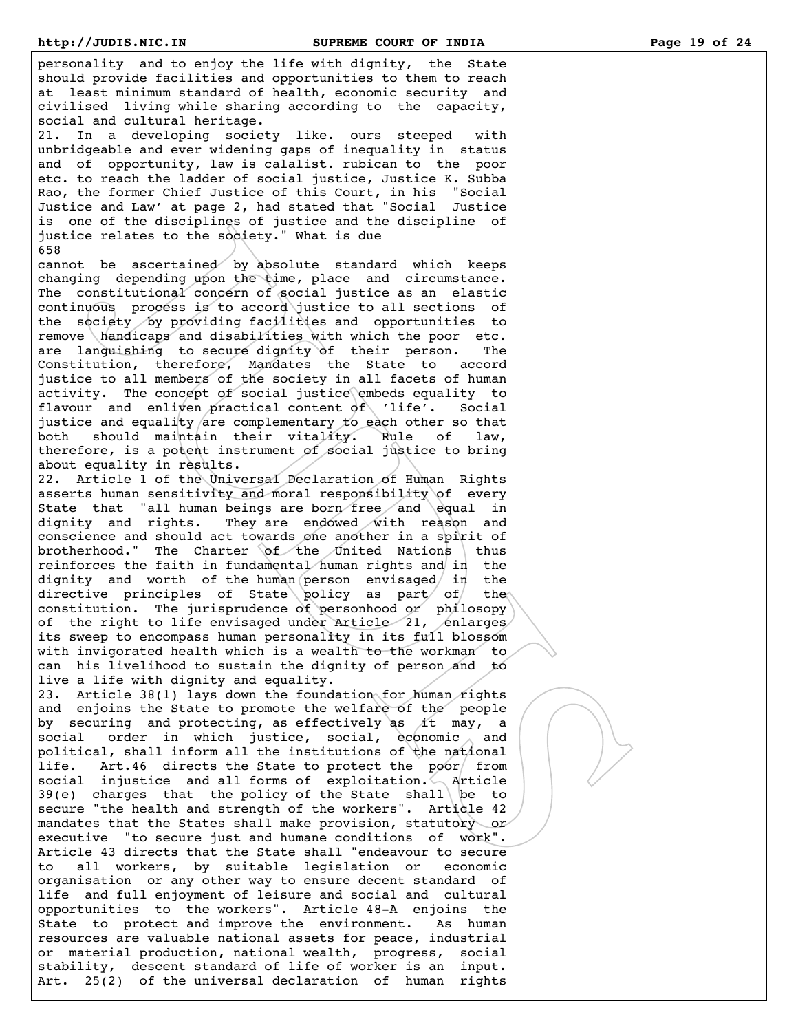personality and to enjoy the life with dignity, the State should provide facilities and opportunities to them to reach at least minimum standard of health, economic security and civilised living while sharing according to the capacity, social and cultural heritage.

21. In a developing society like. ours steeped with unbridgeable and ever widening gaps of inequality in status and of opportunity, law is calalist. rubican to the poor etc. to reach the ladder of social justice, Justice K. Subba Rao, the former Chief Justice of this Court, in his "Social Justice and Law' at page 2, had stated that "Social Justice is one of the disciplines of justice and the discipline of justice relates to the society." What is due

658

cannot be ascertained by absolute standard which keeps changing depending upon the time, place and circumstance. The constitutional concern of social justice as an elastic continuous process is to accord justice to all sections of the society by providing facilities and opportunities to remove handicaps and disabilities with which the poor etc. are languishing to secure dignity of their person. The Constitution, therefore, Mandates the State to accord justice to all members of the society in all facets of human activity. The concept of social justice embeds equality to flavour and enliven practical content of 'life'. Social justice and equality are complementary to each other so that both should maintain their vitality. Rule of law, therefore, is a potent instrument of social justice to bring about equality in results.

22. Article 1 of the Universal Declaration of Human Rights asserts human sensitivity and moral responsibility of every State that "all human beings are born free and equal in dignity and rights. They are endowed with reason and conscience and should act towards one another in a spirit of brotherhood." The Charter of the United Nations thus reinforces the faith in fundamental human rights and in the dignity and worth of the human person envisaged in the directive principles of State policy as part of the constitution. The jurisprudence of personhood or philosopy of the right to life envisaged under Article 21, enlarges its sweep to encompass human personality in its full blossom with invigorated health which is a wealth to the workman to can his livelihood to sustain the dignity of person and to live a life with dignity and equality.

23. Article 38(1) lays down the foundation for human rights and enjoins the State to promote the welfare of the people by securing and protecting, as effectively as it may, a social order in which justice, social, economic and political, shall inform all the institutions of the national life. Art.46 directs the State to protect the poor from social injustice and all forms of exploitation. Article 39(e) charges that the policy of the State shall be to secure "the health and strength of the workers". Article 42 mandates that the States shall make provision, statutory or executive "to secure just and humane conditions of work". Article 43 directs that the State shall "endeavour to secure to all workers, by suitable legislation or economic organisation or any other way to ensure decent standard of life and full enjoyment of leisure and social and cultural opportunities to the workers". Article 48-A enjoins the State to protect and improve the environment. As human resources are valuable national assets for peace, industrial or material production, national wealth, progress, social stability, descent standard of life of worker is an input. Art. 25(2) of the universal declaration of human rights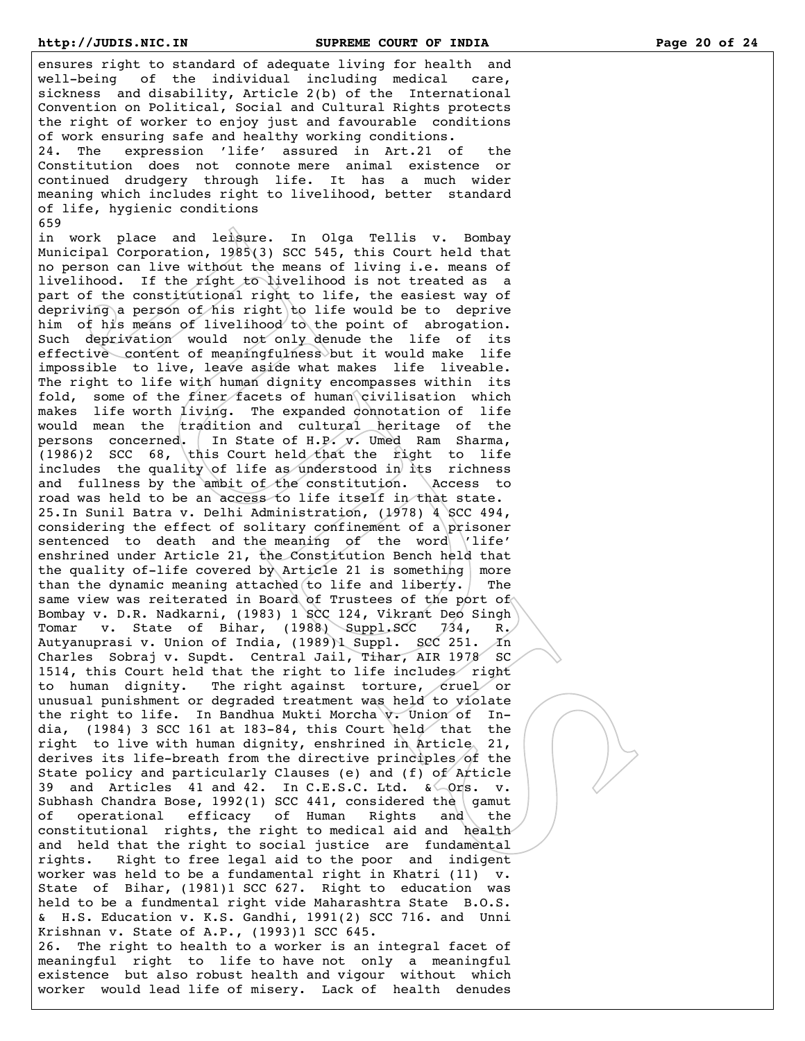ensures right to standard of adequate living for health and well-being of the individual including medical care, sickness and disability, Article 2(b) of the International Convention on Political, Social and Cultural Rights protects the right of worker to enjoy just and favourable conditions of work ensuring safe and healthy working conditions.

24. The expression 'life' assured in Art.21 of the Constitution does not connote mere animal existence or continued drudgery through life. It has a much wider meaning which includes right to livelihood, better standard of life, hygienic conditions

659

in work place and leisure. In Olga Tellis v. Bombay Municipal Corporation, 1985(3) SCC 545, this Court held that no person can live without the means of living i.e. means of livelihood. If the right to livelihood is not treated as a part of the constitutional right to life, the easiest way of depriving a person of his right to life would be to deprive him of his means of livelihood to the point of abrogation. Such deprivation would not only denude the life of its effective content of meaningfulness but it would make life impossible to live, leave aside what makes life liveable. The right to life with human dignity encompasses within its fold, some of the finer facets of human civilisation which makes life worth living. The expanded connotation of life would mean the tradition and cultural heritage of the persons concerned. In State of H.P. v. Umed Ram Sharma, (1986)2 SCC 68, this Court held that the right to life includes the quality of life as understood in its richness and fullness by the ambit of the constitution. Access to road was held to be an access to life itself in that state.

25.In Sunil Batra v. Delhi Administration, (1978) 4 SCC 494, considering the effect of solitary confinement of a prisoner sentenced to death and the meaning of the word 'life' enshrined under Article 21, the Constitution Bench held that the quality of-life covered by Article 21 is something more than the dynamic meaning attached to life and liberty. The same view was reiterated in Board of Trustees of the port of Bombay v. D.R. Nadkarni, (1983) 1 SCC 124, Vikrant Deo Singh Tomar v. State of Bihar, (1988) Suppl.SCC 734, R. Autyanuprasi v. Union of India, (1989)1 Suppl. SCC 251. In Charles Sobraj v. Supdt. Central Jail, Tihar, AIR 1978 SC 1514, this Court held that the right to life includes right to human dignity. The right against torture, cruel or unusual punishment or degraded treatment was held to violate the right to life. In Bandhua Mukti Morcha v. Union of India, (1984) 3 SCC 161 at 183-84, this Court held that the right to live with human dignity, enshrined in Article 21, derives its life-breath from the directive principles of the State policy and particularly Clauses (e) and (f) of Article 39 and Articles 41 and 42. In C.E.S.C. Ltd. & Ors. v. Subhash Chandra Bose, 1992(1) SCC 441, considered the gamut of operational efficacy of Human Rights and the constitutional rights, the right to medical aid and health and held that the right to social justice are fundamental rights. Right to free legal aid to the poor and indigent worker was held to be a fundamental right in Khatri (11) v. State of Bihar, (1981)1 SCC 627. Right to education was held to be a fundmental right vide Maharashtra State B.O.S. & H.S. Education v. K.S. Gandhi, 1991(2) SCC 716. and Unni Krishnan v. State of A.P., (1993)1 SCC 645.

26. The right to health to a worker is an integral facet of meaningful right to life to have not only a meaningful existence but also robust health and vigour without which worker would lead life of misery. Lack of health denudes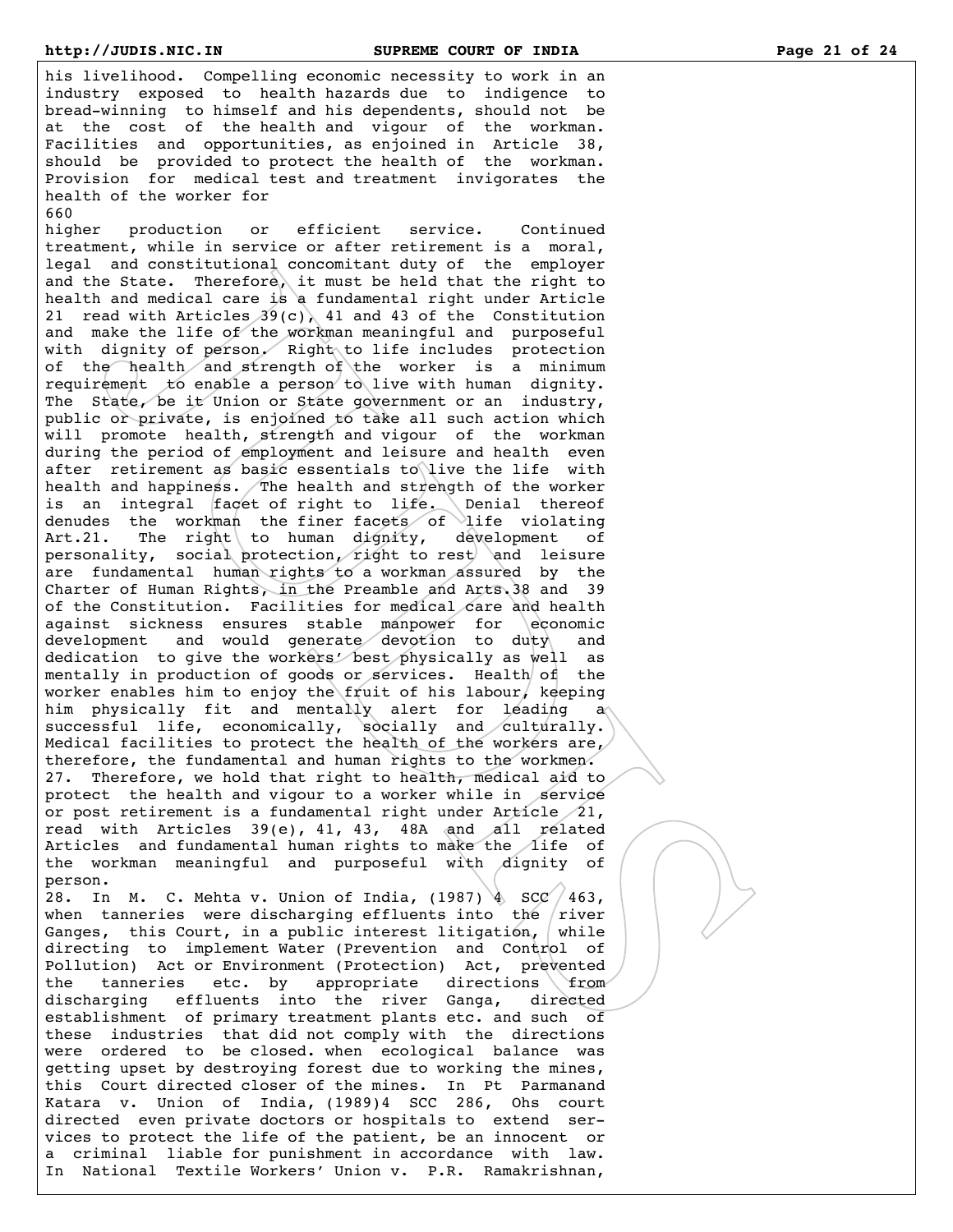his livelihood. Compelling economic necessity to work in an industry exposed to health hazards due to indigence to bread-winning to himself and his dependents, should not be at the cost of the health and vigour of the workman. Facilities and opportunities, as enjoined in Article 38, should be provided to protect the health of the workman. Provision for medical test and treatment invigorates the health of the worker for

660

higher production or efficient service. Continued treatment, while in service or after retirement is a moral, legal and constitutional concomitant duty of the employer and the State. Therefore, it must be held that the right to health and medical care is a fundamental right under Article 21 read with Articles 39(c), 41 and 43 of the Constitution and make the life of the workman meaningful and purposeful with dignity of person. Right to life includes protection of the health and strength of the worker is a minimum requirement to enable a person to live with human dignity. The State, be it Union or State government or an industry, public or private, is enjoined to take all such action which will promote health, strength and vigour of the workman during the period of employment and leisure and health even after retirement as basic essentials to live the life with health and happiness. The health and strength of the worker is an integral facet of right to life. Denial thereof denudes the workman the finer facets of life violating Art.21. The right to human dignity, development of personality, social protection, right to rest and leisure are fundamental human rights to a workman assured by the Charter of Human Rights, in the Preamble and Arts.38 and 39 of the Constitution. Facilities for medical care and health against sickness ensures stable manpower for economic development and would generate devotion to duty and dedication to give the workers' best physically as well as mentally in production of goods or services. Health of the worker enables him to enjoy the fruit of his labour, keeping him physically fit and mentally alert for leading a successful life, economically, socially and culturally. Medical facilities to protect the health of the workers are, therefore, the fundamental and human rights to the workmen.

27. Therefore, we hold that right to health, medical aid to protect the health and vigour to a worker while in service or post retirement is a fundamental right under Article 21, read with Articles 39(e), 41, 43, 48A and all related Articles and fundamental human rights to make the life of the workman meaningful and purposeful with dignity of person.

28. In M. C. Mehta v. Union of India, (1987) 4 SCC 463, when tanneries were discharging effluents into the river Ganges, this Court, in a public interest litigation, while directing to implement Water (Prevention and Control of Pollution) Act or Environment (Protection) Act, prevented the tanneries etc. by appropriate directions from discharging effluents into the river Ganga, directed establishment of primary treatment plants etc. and such of these industries that did not comply with the directions were ordered to be closed. when ecological balance was getting upset by destroying forest due to working the mines, this Court directed closer of the mines. In Pt Parmanand Katara v. Union of India, (1989)4 SCC 286, Ohs court directed even private doctors or hospitals to extend services to protect the life of the patient, be an innocent or a criminal liable for punishment in accordance with law. In National Textile Workers' Union v. P.R. Ramakrishnan,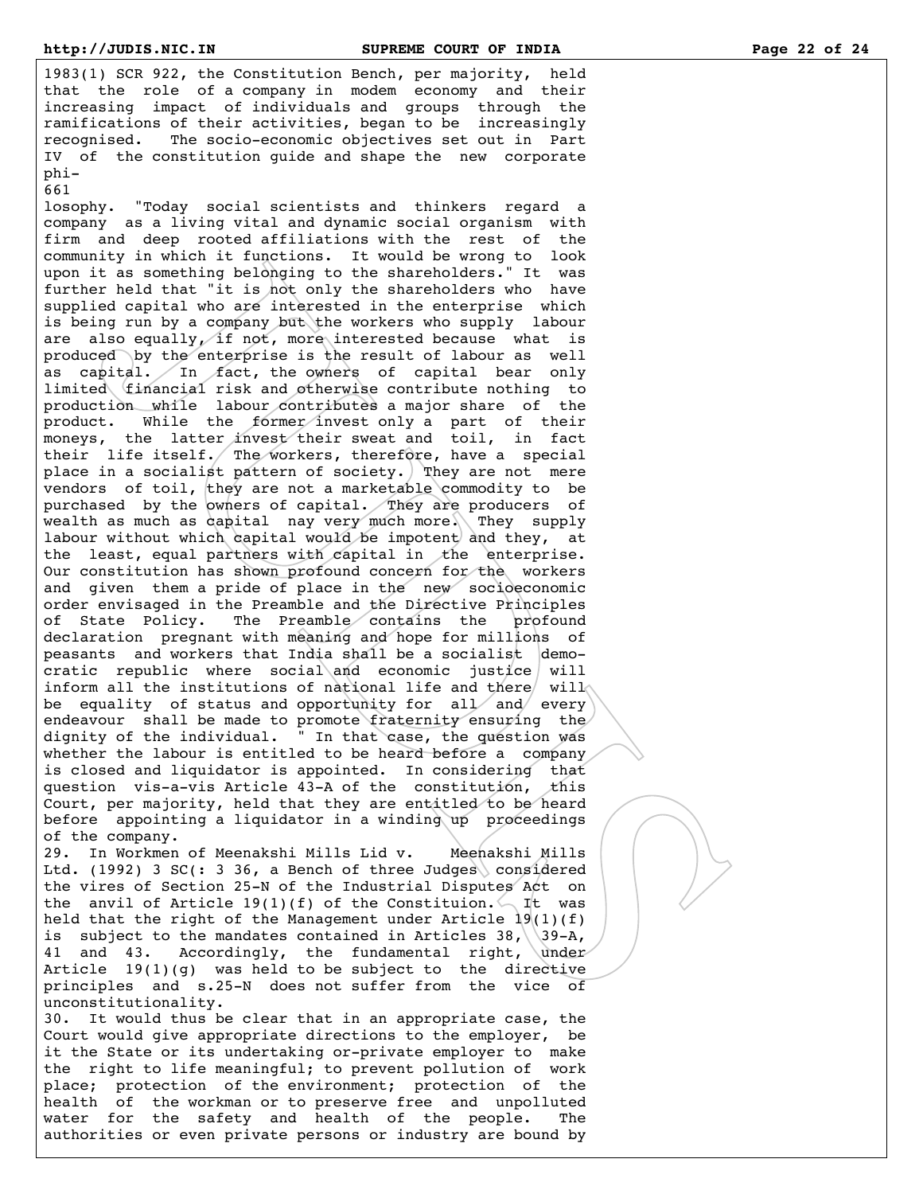1983(1) SCR 922, the Constitution Bench, per majority, held that the role of a company in modem economy and their increasing impact of individuals and groups through the ramifications of their activities, began to be increasingly recognised. The socio-economic objectives set out in Part IV of the constitution guide and shape the new corporate phi-
661
losophy. "Today social scientists and thinkers regard a company as a living vital and dynamic social organism with firm and deep rooted affiliations with the rest of the community in which it functions. It would be wrong to look upon it as something belonging to the shareholders." It was further held that "it is not only the shareholders who have supplied capital who are interested in the enterprise which is being run by a company but the workers who supply labour are also equally, if not, more interested because what is produced by the enterprise is the result of labour as well as capital. In fact, the owners of capital bear only limited financial risk and otherwise contribute nothing to production while labour contributes a major share of the product. While the former invest only a part of their moneys, the latter invest their sweat and toil, in fact their life itself. The workers, therefore, have a special place in a socialist pattern of society. They are not mere vendors of toil, they are not a marketable commodity to be purchased by the owners of capital. They are producers of wealth as much as capital nay very much more. They supply labour without which capital would be impotent and they, at the least, equal partners with capital in the enterprise. Our constitution has shown profound concern for the workers and given them a pride of place in the new socioeconomic order envisaged in the Preamble and the Directive Principles of State Policy. The Preamble contains the profound declaration pregnant with meaning and hope for millions of peasants and workers that India shall be a socialist democratic republic where social and economic justice will inform all the institutions of national life and there will be equality of status and opportunity for all and every endeavour shall be made to promote fraternity ensuring the dignity of the individual. " In that case, the question was whether the labour is entitled to be heard before a company is closed and liquidator is appointed. In considering that question vis-a-vis Article 43-A of the constitution, this Court, per majority, held that they are entitled to be heard before appointing a liquidator in a winding up proceedings of the company.

29. In Workmen of Meenakshi Mills Lid v. Meenakshi Mills Ltd. (1992) 3 SC(: 3 36, a Bench of three Judges considered the vires of Section 25-N of the Industrial Disputes Act on the anvil of Article 19(1)(f) of the Constituion. It was held that the right of the Management under Article 19(1)(f) is subject to the mandates contained in Articles 38, 39-A, 41 and 43. Accordingly, the fundamental right, under Article 19(1)(g) was held to be subject to the directive principles and s.25-N does not suffer from the vice of unconstitutionality.

30. It would thus be clear that in an appropriate case, the Court would give appropriate directions to the employer, be it the State or its undertaking or-private employer to make the right to life meaningful; to prevent pollution of work place; protection of the environment; protection of the health of the workman or to preserve free and unpolluted water for the safety and health of the people. The authorities or even private persons or industry are bound by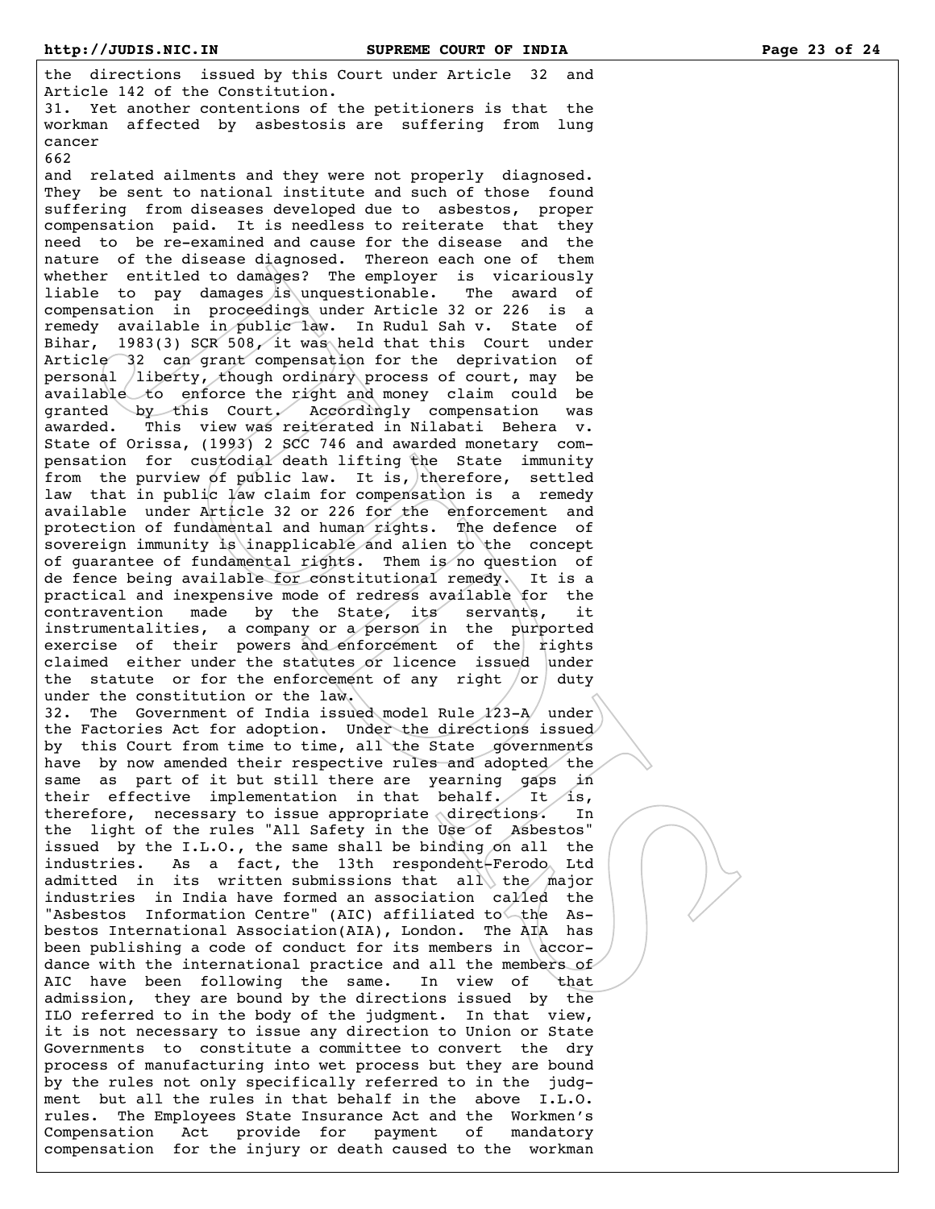the directions issued by this Court under Article 32 and Article 142 of the Constitution.

31. Yet another contentions of the petitioners is that the workman affected by asbestosis are suffering from lung cancer

662

and related ailments and they were not properly diagnosed. They be sent to national institute and such of those found suffering from diseases developed due to asbestos, proper compensation paid. It is needless to reiterate that they need to be re-examined and cause for the disease and the nature of the disease diagnosed. Thereon each one of them whether entitled to damages? The employer is vicariously liable to pay damages is unquestionable. The award of compensation in proceedings under Article 32 or 226 is a remedy available in public law. In Rudul Sah v. State of Bihar, 1983(3) SCR 508, it was held that this Court under Article 32 can grant compensation for the deprivation of personal liberty, though ordinary process of court, may be available to enforce the right and money claim could be granted by this Court. Accordingly compensation was awarded. This view was reiterated in Nilabati Behera v. State of Orissa, (1993) 2 SCC 746 and awarded monetary compensation for custodial death lifting the State immunity from the purview of public law. It is, therefore, settled law that in public law claim for compensation is a remedy available under Article 32 or 226 for the enforcement and protection of fundamental and human rights. The defence of sovereign immunity is inapplicable and alien to the concept of guarantee of fundamental rights. Them is no question of de fence being available for constitutional remedy. It is a practical and inexpensive mode of redress available for the contravention made by the State, its servants, it instrumentalities, a company or a person in the purported exercise of their powers and enforcement of the rights claimed either under the statutes or licence issued under the statute or for the enforcement of any right or duty under the constitution or the law.

32. The Government of India issued model Rule 123-A under the Factories Act for adoption. Under the directions issued by this Court from time to time, all the State governments have by now amended their respective rules and adopted the same as part of it but still there are yearning gaps in their effective implementation in that behalf. It is, therefore, necessary to issue appropriate directions. In the light of the rules "All Safety in the Use of Asbestos" issued by the I.L.O., the same shall be binding on all the industries. As a fact, the 13th respondent-Ferodo Ltd admitted in its written submissions that all the major industries in India have formed an association called the "Asbestos Information Centre" (AIC) affiliated to the Asbestos International Association(AIA), London. The AIA has been publishing a code of conduct for its members in accordance with the international practice and all the members of AIC have been following the same. In view of that admission, they are bound by the directions issued by the ILO referred to in the body of the judgment. In that view, it is not necessary to issue any direction to Union or State Governments to constitute a committee to convert the dry process of manufacturing into wet process but they are bound by the rules not only specifically referred to in the judgment but all the rules in that behalf in the above I.L.O. rules. The Employees State Insurance Act and the Workmen's Compensation Act provide for payment of mandatory compensation for the injury or death caused to the workman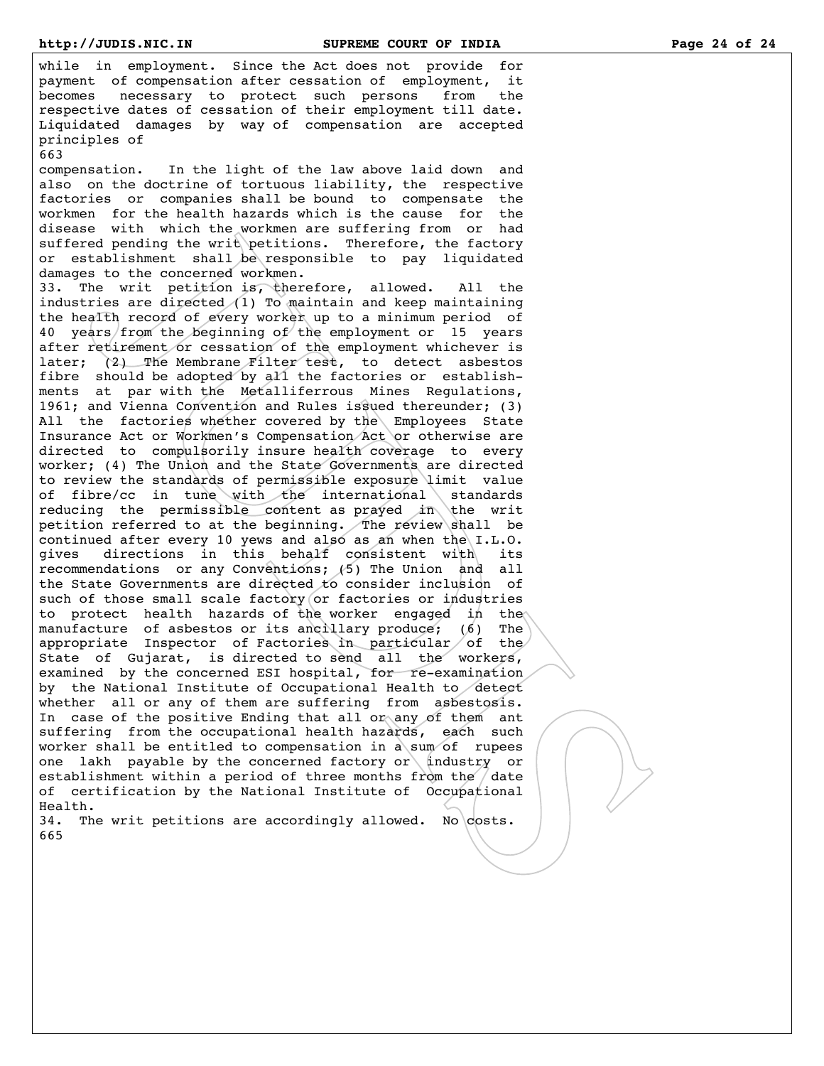while in employment. Since the Act does not provide for payment of compensation after cessation of employment, it becomes necessary to protect such persons from the respective dates of cessation of their employment till date. Liquidated damages by way of compensation are accepted principles of

663

compensation. In the light of the law above laid down and also on the doctrine of tortuous liability, the respective factories or companies shall be bound to compensate the workmen for the health hazards which is the cause for the disease with which the workmen are suffering from or had suffered pending the writ petitions. Therefore, the factory or establishment shall be responsible to pay liquidated damages to the concerned workmen.

33. The writ petition is, therefore, allowed. All the industries are directed (1) To maintain and keep maintaining the health record of every worker up to a minimum period of 40 years from the beginning of the employment or 15 years after retirement or cessation of the employment whichever is later; (2) The Membrane Filter test, to detect asbestos fibre should be adopted by all the factories or establishments at par with the Metalliferrous Mines Regulations, 1961; and Vienna Convention and Rules issued thereunder; (3) All the factories whether covered by the Employees State Insurance Act or Workmen's Compensation Act or otherwise are directed to compulsorily insure health coverage to every worker; (4) The Union and the State Governments are directed to review the standards of permissible exposure limit value of fibre/cc in tune with the international standards reducing the permissible content as prayed in the writ petition referred to at the beginning. The review shall be continued after every 10 yews and also as an when the I.L.O. gives directions in this behalf consistent with its recommendations or any Conventions; (5) The Union and all the State Governments are directed to consider inclusion of such of those small scale factory or factories or industries to protect health hazards of the worker engaged in the manufacture of asbestos or its ancillary produce; (6) The appropriate Inspector of Factories in particular of the State of Gujarat, is directed to send all the workers, examined by the concerned ESI hospital, for re-examination by the National Institute of Occupational Health to detect whether all or any of them are suffering from asbestosis. In case of the positive Ending that all or any of them ant suffering from the occupational health hazards, each such worker shall be entitled to compensation in a sum of rupees one lakh payable by the concerned factory or industry or establishment within a period of three months from the date of certification by the National Institute of Occupational Health.

34. The writ petitions are accordingly allowed. No costs.

665